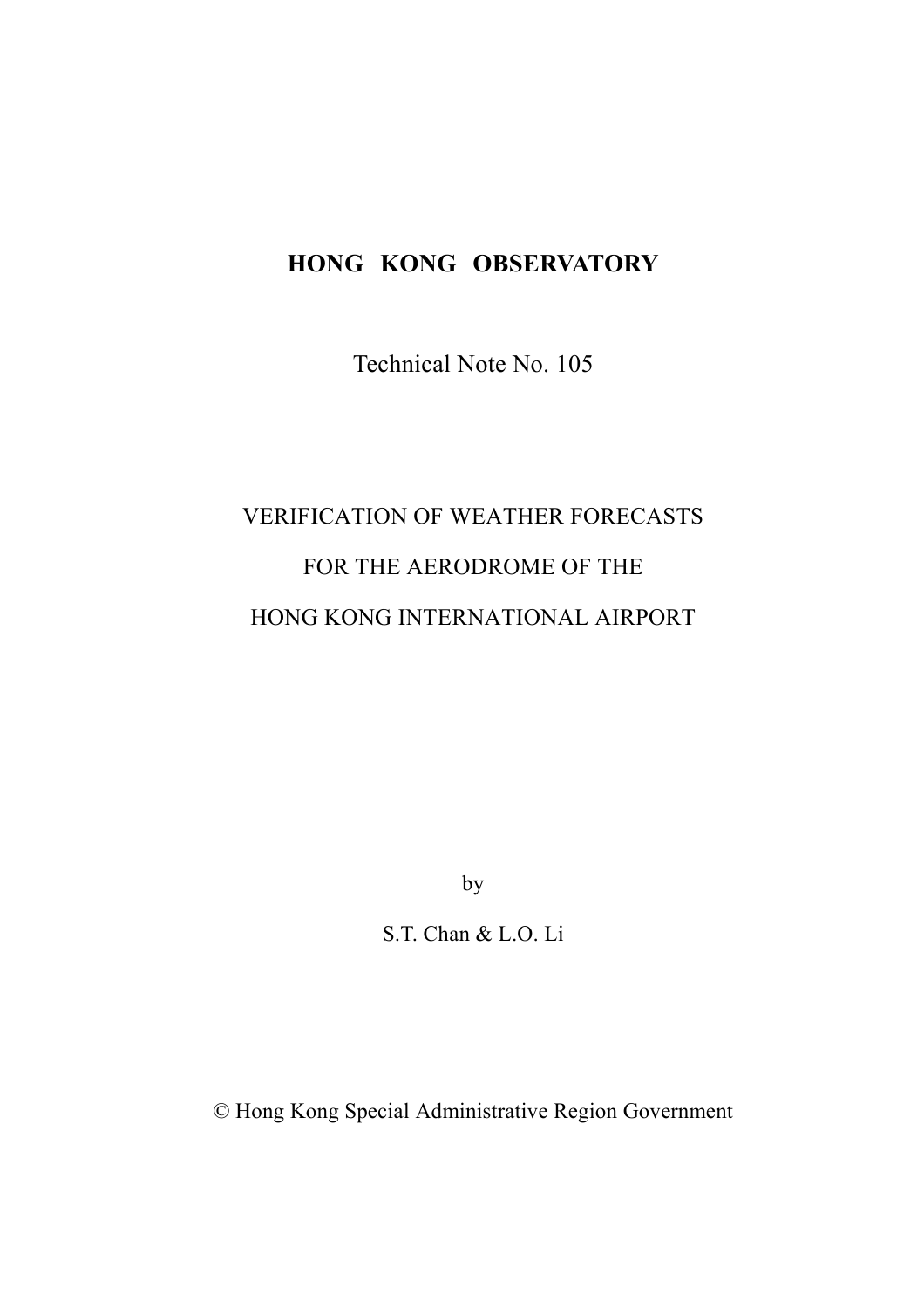# HONG KONG OBSERVATORY

Technical Note No. 105

VERIFICATION OF WEATHER FORECASTS

FOR THE AERODROME OF THE

HONG KONG INTERNATIONAL AIRPORT

by

S.T. Chan & L.O. Li

© Hong Kong Special Administrative Region Government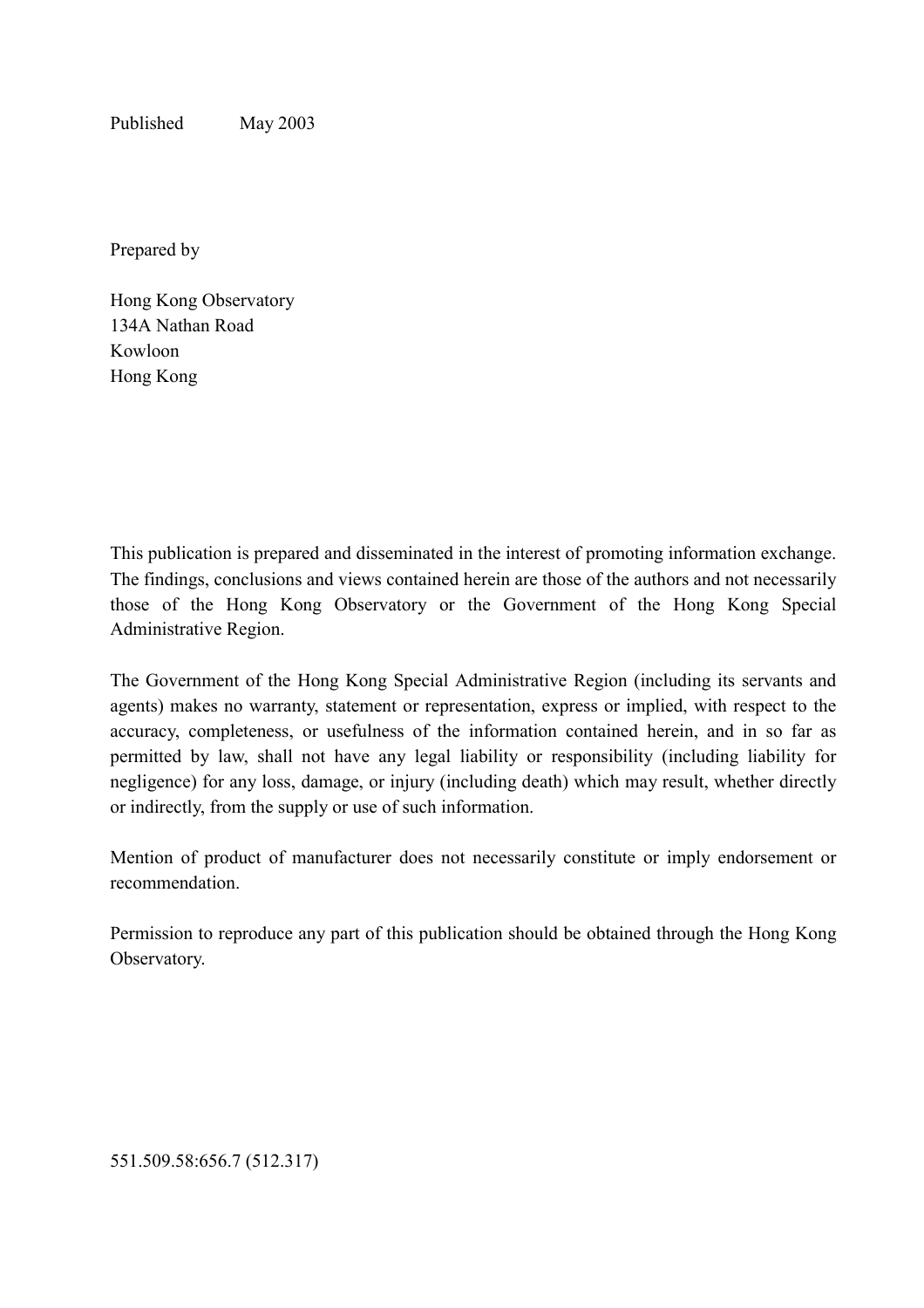Published May 2003

Prepared by

Hong Kong Observatory
134A Nathan Road
Kowloon
Hong Kong

This publication is prepared and disseminated in the interest of promoting information exchange. The findings, conclusions and views contained herein are those of the authors and not necessarily those of the Hong Kong Observatory or the Government of the Hong Kong Special Administrative Region.

The Government of the Hong Kong Special Administrative Region (including its servants and agents) makes no warranty, statement or representation, express or implied, with respect to the accuracy, completeness, or usefulness of the information contained herein, and in so far as permitted by law, shall not have any legal liability or responsibility (including liability for negligence) for any loss, damage, or injury (including death) which may result, whether directly or indirectly, from the supply or use of such information.

Mention of product of manufacturer does not necessarily constitute or imply endorsement or recommendation.

Permission to reproduce any part of this publication should be obtained through the Hong Kong Observatory.

551.509.58:656.7 (512.317)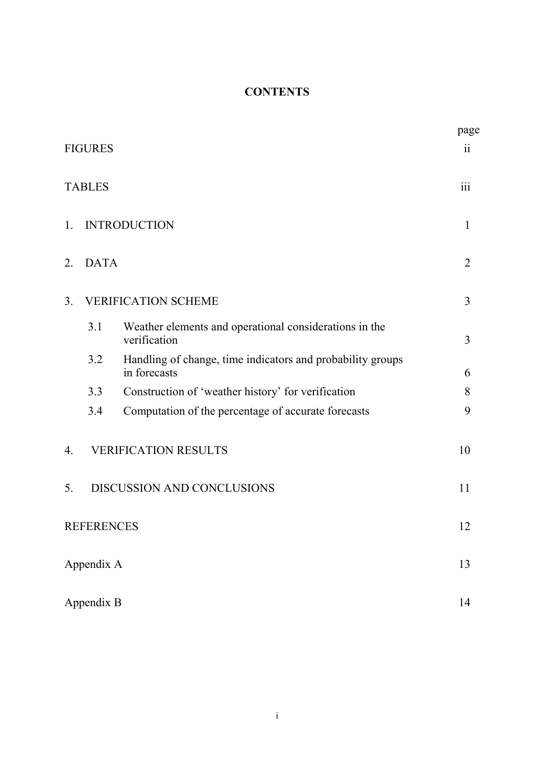# CONTENTS

| | | page |
|---|---|---|
| FIGURES | | ii |
| TABLES | | iii |
| 1. | INTRODUCTION | 1 |
| 2. | DATA | 2 |
| 3. | VERIFICATION SCHEME | 3 |
| | 3.1 Weather elements and operational considerations in the verification | 3 |
| | 3.2 Handling of change, time indicators and probability groups in forecasts | 6 |
| | 3.3 Construction of 'weather history' for verification | 8 |
| | 3.4 Computation of the percentage of accurate forecasts | 9 |
| 4. | VERIFICATION RESULTS | 10 |
| 5. | DISCUSSION AND CONCLUSIONS | 11 |
| REFERENCES | | 12 |
| Appendix A | | 13 |
| Appendix B | | 14 |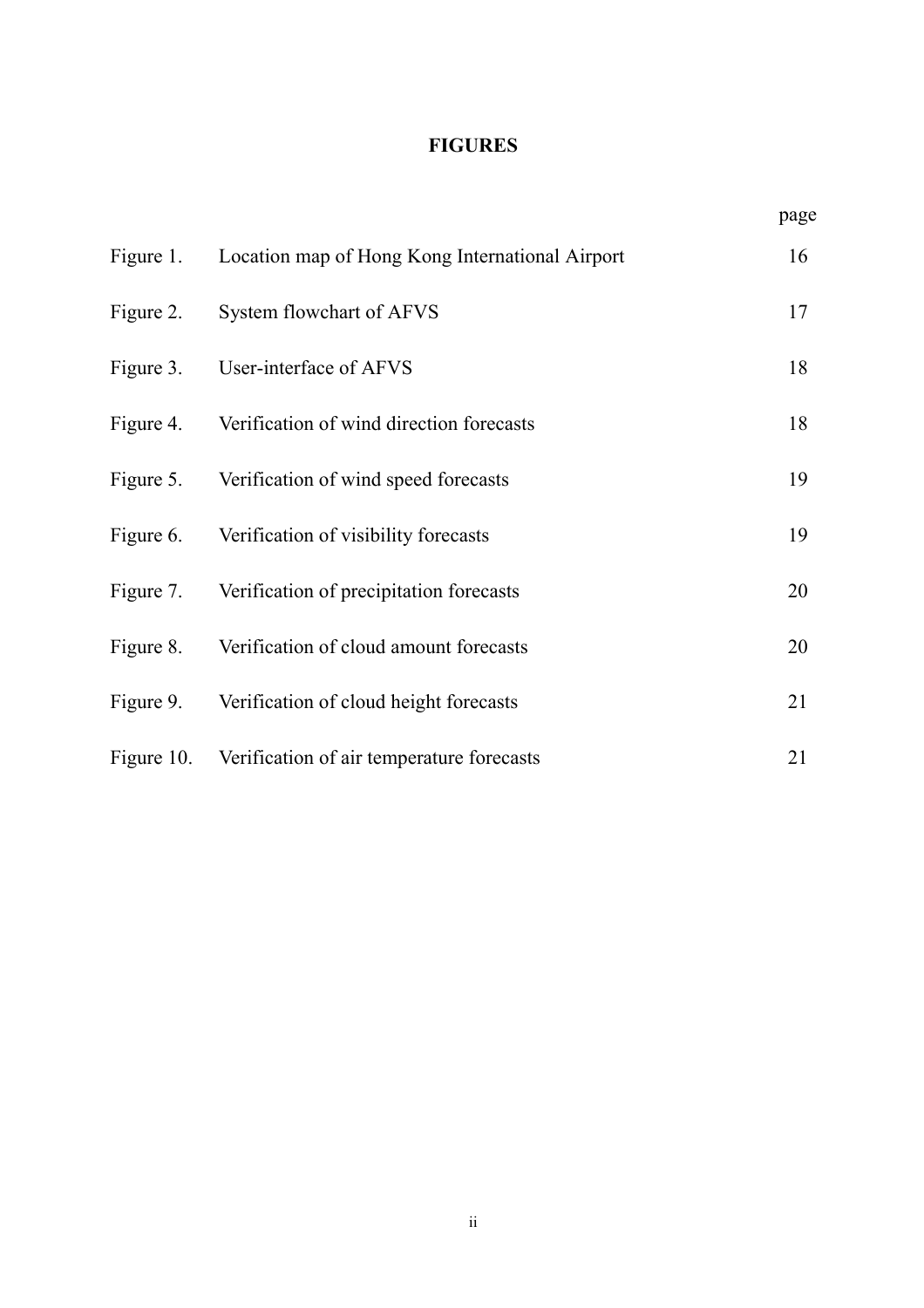# FIGURES

| | | page |
|---|---|---|
| Figure 1. | Location map of Hong Kong International Airport | 16 |
| Figure 2. | System flowchart of AFVS | 17 |
| Figure 3. | User-interface of AFVS | 18 |
| Figure 4. | Verification of wind direction forecasts | 18 |
| Figure 5. | Verification of wind speed forecasts | 19 |
| Figure 6. | Verification of visibility forecasts | 19 |
| Figure 7. | Verification of precipitation forecasts | 20 |
| Figure 8. | Verification of cloud amount forecasts | 20 |
| Figure 9. | Verification of cloud height forecasts | 21 |
| Figure 10. | Verification of air temperature forecasts | 21 |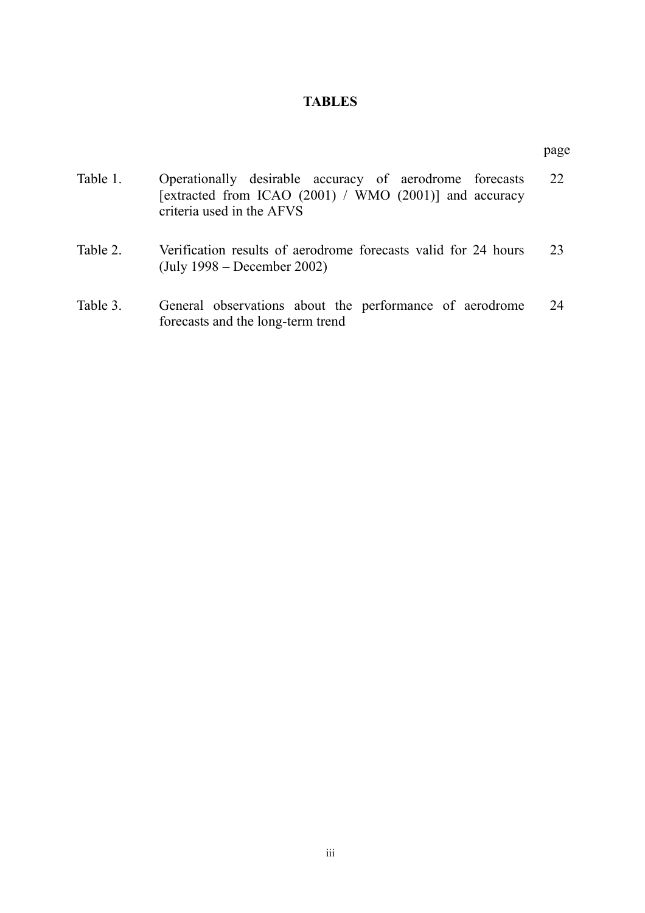# TABLES

| | | page |
|---|---|---|
| Table 1. | Operationally desirable accuracy of aerodrome forecasts [extracted from ICAO (2001) / WMO (2001)] and accuracy criteria used in the AFVS | 22 |
| Table 2. | Verification results of aerodrome forecasts valid for 24 hours (July 1998 – December 2002) | 23 |
| Table 3. | General observations about the performance of aerodrome forecasts and the long-term trend | 24 |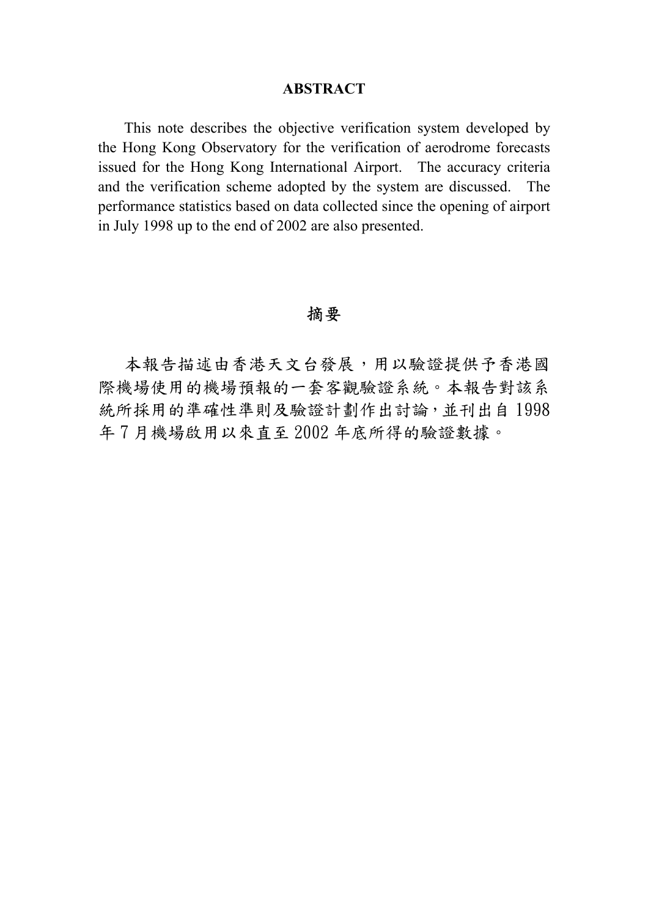## ABSTRACT

This note describes the objective verification system developed by the Hong Kong Observatory for the verification of aerodrome forecasts issued for the Hong Kong International Airport. The accuracy criteria and the verification scheme adopted by the system are discussed. The performance statistics based on data collected since the opening of airport in July 1998 up to the end of 2002 are also presented.

## 摘要

本報告描述由香港天文台發展，用以驗證提供予香港國際機場使用的機場預報的一套客觀驗證系統。本報告對該系統所採用的準確性準則及驗證計劃作出討論，並刊出自 1998 年 7 月機場啟用以來直至 2002 年底所得的驗證數據。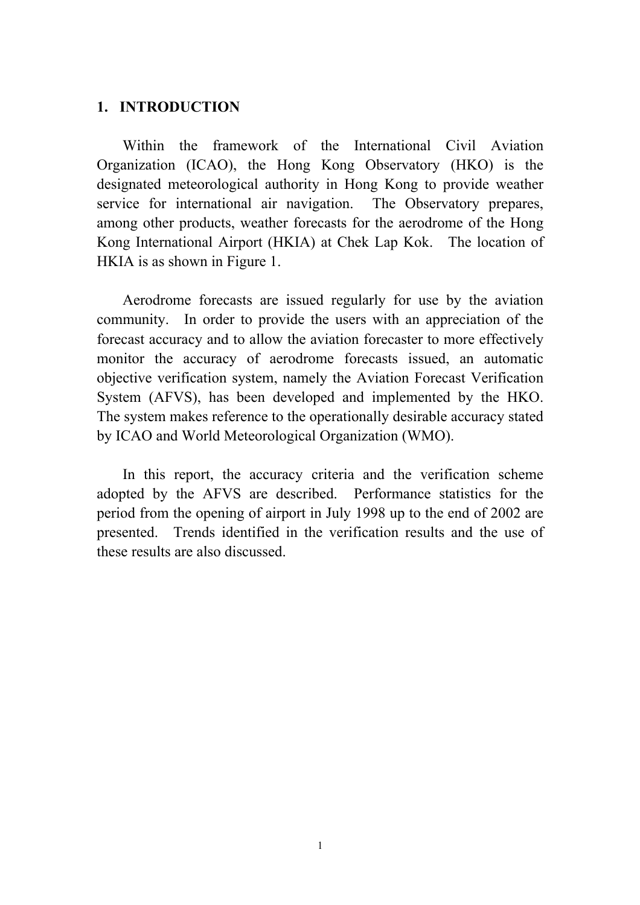## 1. INTRODUCTION

Within the framework of the International Civil Aviation Organization (ICAO), the Hong Kong Observatory (HKO) is the designated meteorological authority in Hong Kong to provide weather service for international air navigation. The Observatory prepares, among other products, weather forecasts for the aerodrome of the Hong Kong International Airport (HKIA) at Chek Lap Kok. The location of HKIA is as shown in Figure 1.

Aerodrome forecasts are issued regularly for use by the aviation community. In order to provide the users with an appreciation of the forecast accuracy and to allow the aviation forecaster to more effectively monitor the accuracy of aerodrome forecasts issued, an automatic objective verification system, namely the Aviation Forecast Verification System (AFVS), has been developed and implemented by the HKO. The system makes reference to the operationally desirable accuracy stated by ICAO and World Meteorological Organization (WMO).

In this report, the accuracy criteria and the verification scheme adopted by the AFVS are described. Performance statistics for the period from the opening of airport in July 1998 up to the end of 2002 are presented. Trends identified in the verification results and the use of these results are also discussed.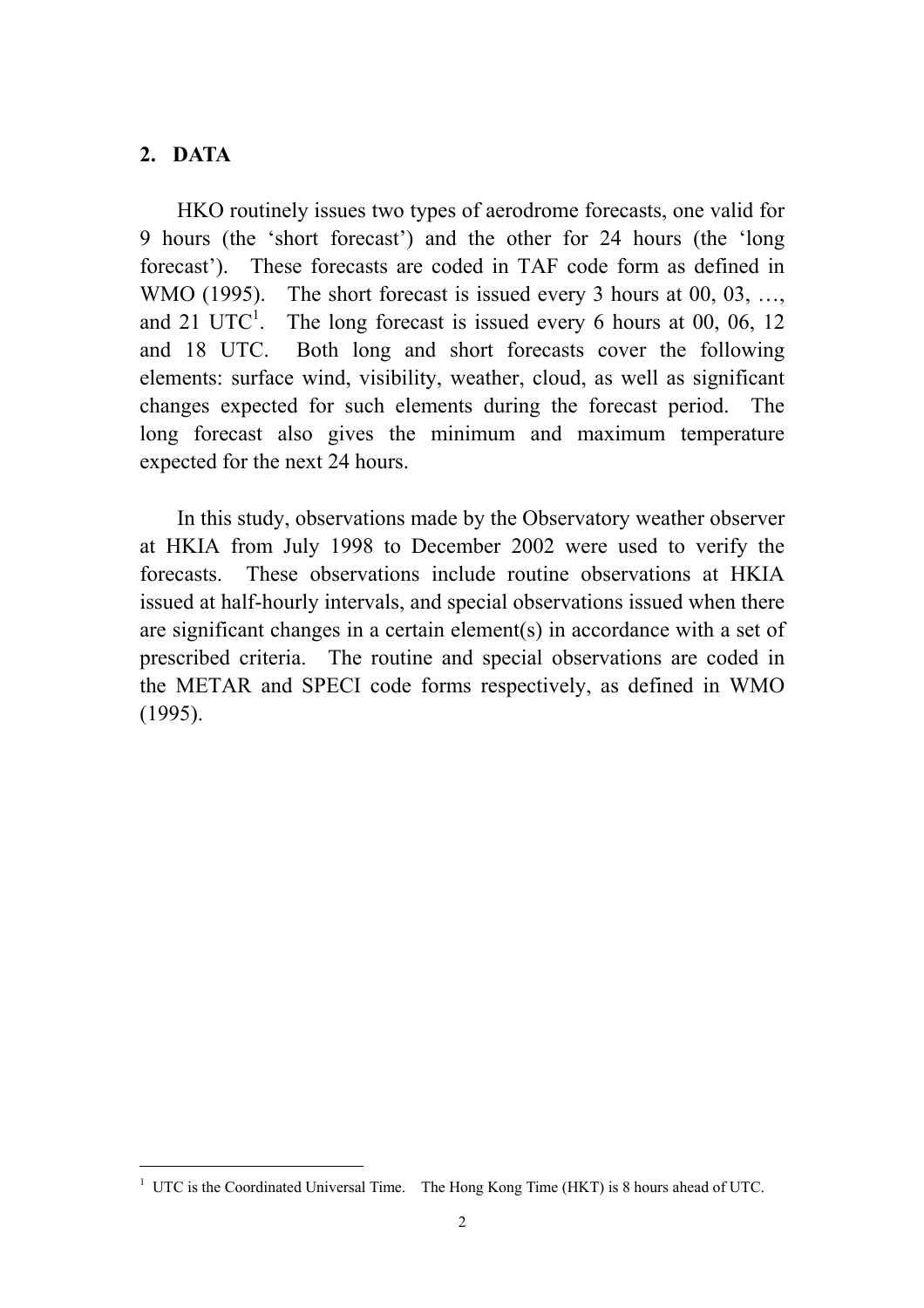## 2. DATA

HKO routinely issues two types of aerodrome forecasts, one valid for 9 hours (the 'short forecast') and the other for 24 hours (the 'long forecast'). These forecasts are coded in TAF code form as defined in WMO (1995). The short forecast is issued every 3 hours at 00, 03, …, and 21 UTC[1]. The long forecast is issued every 6 hours at 00, 06, 12 and 18 UTC. Both long and short forecasts cover the following elements: surface wind, visibility, weather, cloud, as well as significant changes expected for such elements during the forecast period. The long forecast also gives the minimum and maximum temperature expected for the next 24 hours.

In this study, observations made by the Observatory weather observer at HKIA from July 1998 to December 2002 were used to verify the forecasts. These observations include routine observations at HKIA issued at half-hourly intervals, and special observations issued when there are significant changes in a certain element(s) in accordance with a set of prescribed criteria. The routine and special observations are coded in the METAR and SPECI code forms respectively, as defined in WMO (1995).

---

[1] UTC is the Coordinated Universal Time. The Hong Kong Time (HKT) is 8 hours ahead of UTC.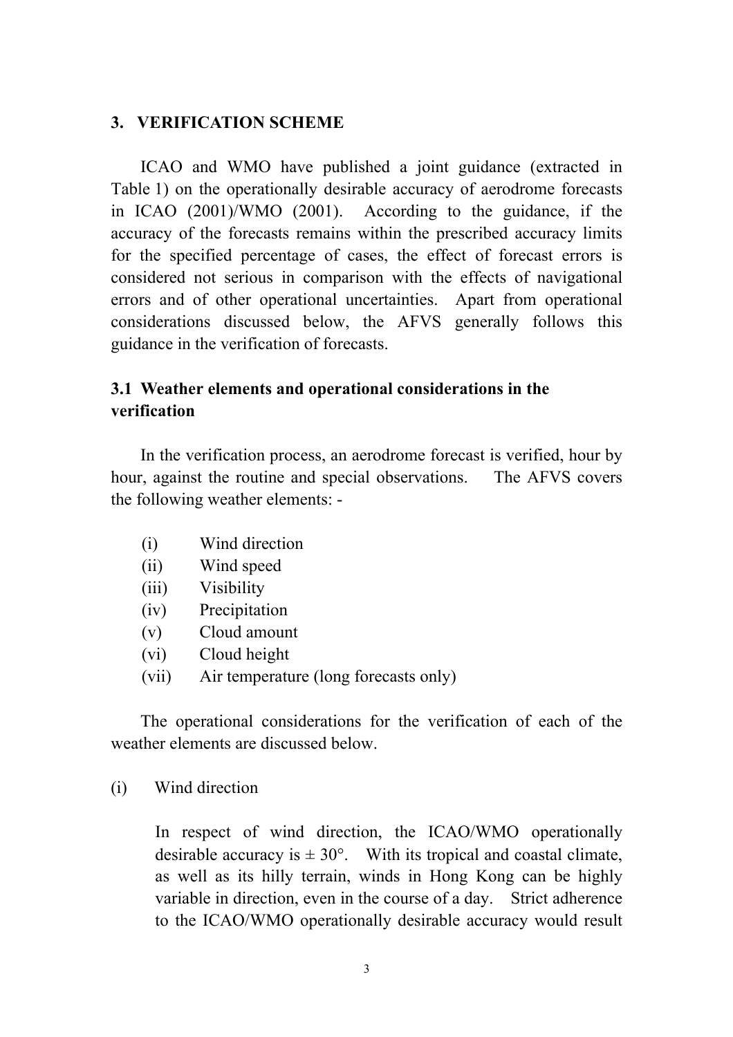## 3. VERIFICATION SCHEME

ICAO and WMO have published a joint guidance (extracted in Table 1) on the operationally desirable accuracy of aerodrome forecasts in ICAO (2001)/WMO (2001). According to the guidance, if the accuracy of the forecasts remains within the prescribed accuracy limits for the specified percentage of cases, the effect of forecast errors is considered not serious in comparison with the effects of navigational errors and of other operational uncertainties. Apart from operational considerations discussed below, the AFVS generally follows this guidance in the verification of forecasts.

### 3.1 Weather elements and operational considerations in the verification

In the verification process, an aerodrome forecast is verified, hour by hour, against the routine and special observations. The AFVS covers the following weather elements: -

- (i) Wind direction
- (ii) Wind speed
- (iii) Visibility
- (iv) Precipitation
- (v) Cloud amount
- (vi) Cloud height
- (vii) Air temperature (long forecasts only)

The operational considerations for the verification of each of the weather elements are discussed below.

(i) Wind direction

In respect of wind direction, the ICAO/WMO operationally desirable accuracy is ± 30°. With its tropical and coastal climate, as well as its hilly terrain, winds in Hong Kong can be highly variable in direction, even in the course of a day. Strict adherence to the ICAO/WMO operationally desirable accuracy would result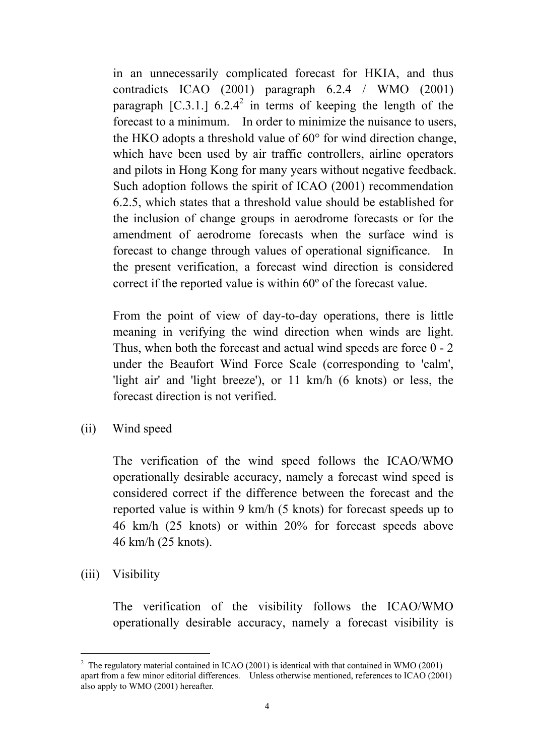in an unnecessarily complicated forecast for HKIA, and thus contradicts ICAO (2001) paragraph 6.2.4 / WMO (2001) paragraph [C.3.1.] 6.2.4[2] in terms of keeping the length of the forecast to a minimum. In order to minimize the nuisance to users, the HKO adopts a threshold value of 60° for wind direction change, which have been used by air traffic controllers, airline operators and pilots in Hong Kong for many years without negative feedback. Such adoption follows the spirit of ICAO (2001) recommendation 6.2.5, which states that a threshold value should be established for the inclusion of change groups in aerodrome forecasts or for the amendment of aerodrome forecasts when the surface wind is forecast to change through values of operational significance. In the present verification, a forecast wind direction is considered correct if the reported value is within 60º of the forecast value.

From the point of view of day-to-day operations, there is little meaning in verifying the wind direction when winds are light. Thus, when both the forecast and actual wind speeds are force 0 - 2 under the Beaufort Wind Force Scale (corresponding to 'calm', 'light air' and 'light breeze'), or 11 km/h (6 knots) or less, the forecast direction is not verified.

(ii) Wind speed

The verification of the wind speed follows the ICAO/WMO operationally desirable accuracy, namely a forecast wind speed is considered correct if the difference between the forecast and the reported value is within 9 km/h (5 knots) for forecast speeds up to 46 km/h (25 knots) or within 20% for forecast speeds above 46 km/h (25 knots).

(iii) Visibility

The verification of the visibility follows the ICAO/WMO operationally desirable accuracy, namely a forecast visibility is

[2] The regulatory material contained in ICAO (2001) is identical with that contained in WMO (2001) apart from a few minor editorial differences. Unless otherwise mentioned, references to ICAO (2001) also apply to WMO (2001) hereafter.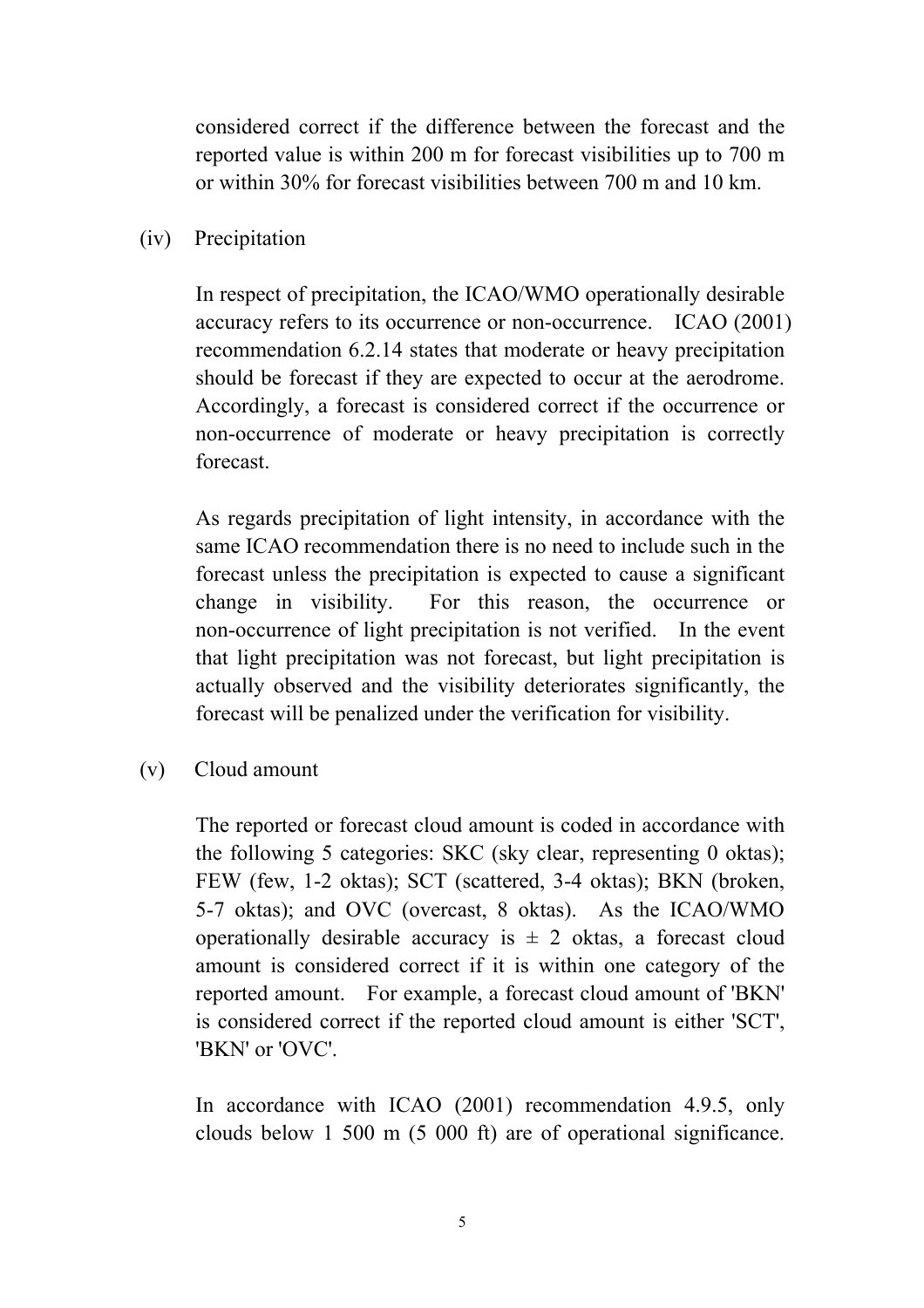considered correct if the difference between the forecast and the reported value is within 200 m for forecast visibilities up to 700 m or within 30% for forecast visibilities between 700 m and 10 km.

(iv) Precipitation

In respect of precipitation, the ICAO/WMO operationally desirable accuracy refers to its occurrence or non-occurrence. ICAO (2001) recommendation 6.2.14 states that moderate or heavy precipitation should be forecast if they are expected to occur at the aerodrome. Accordingly, a forecast is considered correct if the occurrence or non-occurrence of moderate or heavy precipitation is correctly forecast.

As regards precipitation of light intensity, in accordance with the same ICAO recommendation there is no need to include such in the forecast unless the precipitation is expected to cause a significant change in visibility. For this reason, the occurrence or non-occurrence of light precipitation is not verified. In the event that light precipitation was not forecast, but light precipitation is actually observed and the visibility deteriorates significantly, the forecast will be penalized under the verification for visibility.

(v) Cloud amount

The reported or forecast cloud amount is coded in accordance with the following 5 categories: SKC (sky clear, representing 0 oktas); FEW (few, 1-2 oktas); SCT (scattered, 3-4 oktas); BKN (broken, 5-7 oktas); and OVC (overcast, 8 oktas). As the ICAO/WMO operationally desirable accuracy is ± 2 oktas, a forecast cloud amount is considered correct if it is within one category of the reported amount. For example, a forecast cloud amount of 'BKN' is considered correct if the reported cloud amount is either 'SCT', 'BKN' or 'OVC'.

In accordance with ICAO (2001) recommendation 4.9.5, only clouds below 1 500 m (5 000 ft) are of operational significance.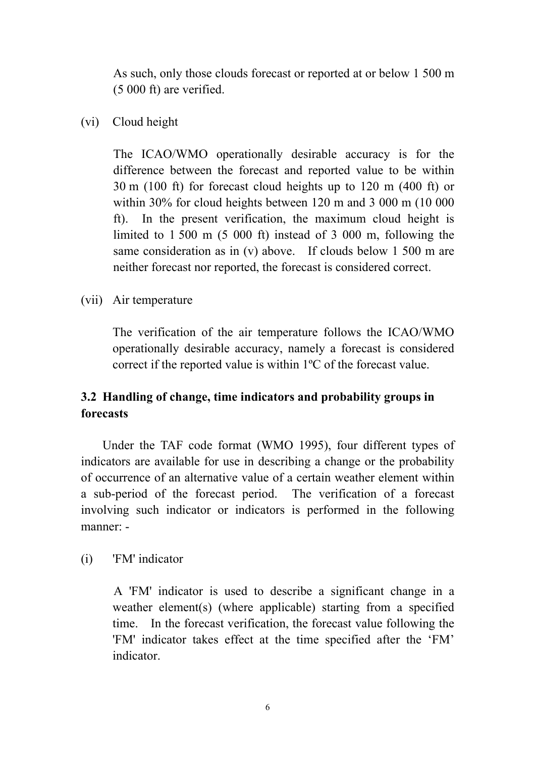As such, only those clouds forecast or reported at or below 1 500 m (5 000 ft) are verified.

(vi) Cloud height

The ICAO/WMO operationally desirable accuracy is for the difference between the forecast and reported value to be within 30 m (100 ft) for forecast cloud heights up to 120 m (400 ft) or within 30% for cloud heights between 120 m and 3 000 m (10 000 ft). In the present verification, the maximum cloud height is limited to 1 500 m (5 000 ft) instead of 3 000 m, following the same consideration as in (v) above. If clouds below 1 500 m are neither forecast nor reported, the forecast is considered correct.

(vii) Air temperature

The verification of the air temperature follows the ICAO/WMO operationally desirable accuracy, namely a forecast is considered correct if the reported value is within 1ºC of the forecast value.

### 3.2 Handling of change, time indicators and probability groups in forecasts

Under the TAF code format (WMO 1995), four different types of indicators are available for use in describing a change or the probability of occurrence of an alternative value of a certain weather element within a sub-period of the forecast period. The verification of a forecast involving such indicator or indicators is performed in the following manner: -

(i) 'FM' indicator

A 'FM' indicator is used to describe a significant change in a weather element(s) (where applicable) starting from a specified time. In the forecast verification, the forecast value following the 'FM' indicator takes effect at the time specified after the 'FM' indicator.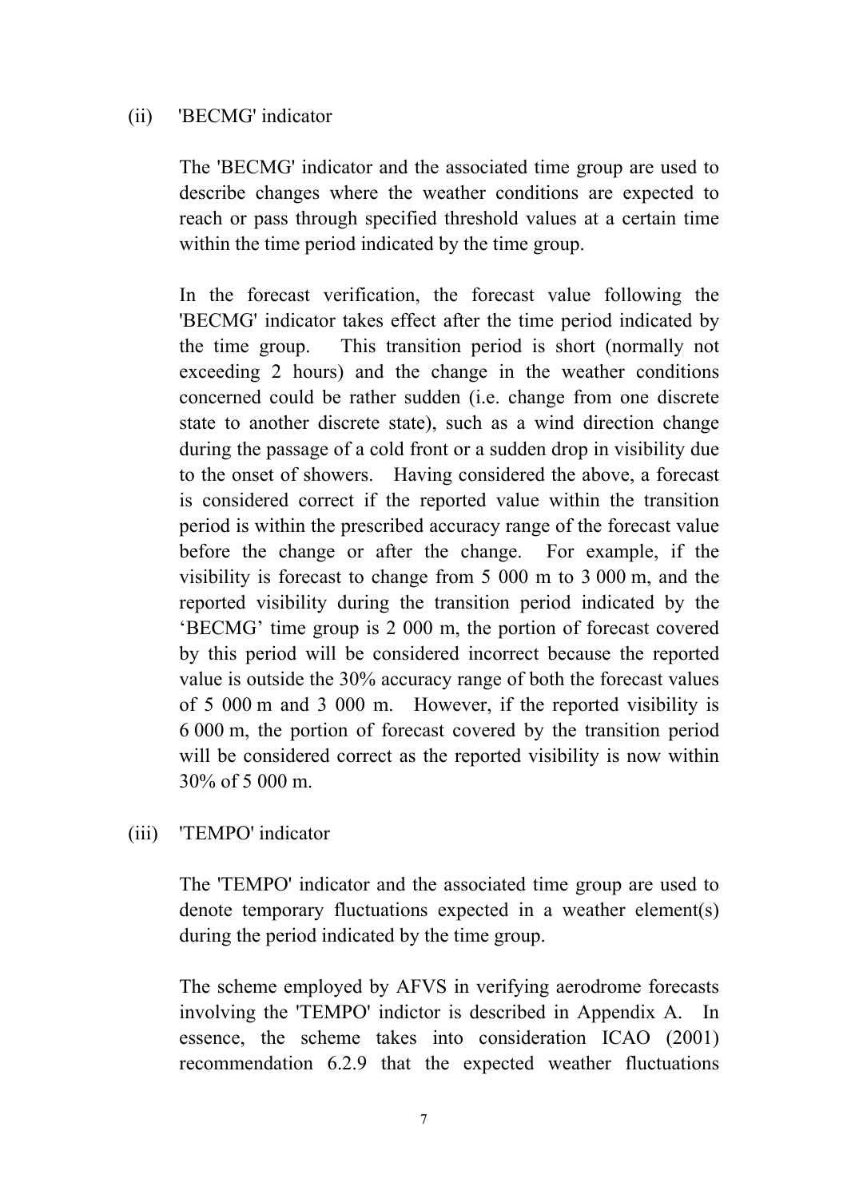(ii) 'BECMG' indicator

The 'BECMG' indicator and the associated time group are used to describe changes where the weather conditions are expected to reach or pass through specified threshold values at a certain time within the time period indicated by the time group.

In the forecast verification, the forecast value following the 'BECMG' indicator takes effect after the time period indicated by the time group. This transition period is short (normally not exceeding 2 hours) and the change in the weather conditions concerned could be rather sudden (i.e. change from one discrete state to another discrete state), such as a wind direction change during the passage of a cold front or a sudden drop in visibility due to the onset of showers. Having considered the above, a forecast is considered correct if the reported value within the transition period is within the prescribed accuracy range of the forecast value before the change or after the change. For example, if the visibility is forecast to change from 5 000 m to 3 000 m, and the reported visibility during the transition period indicated by the 'BECMG' time group is 2 000 m, the portion of forecast covered by this period will be considered incorrect because the reported value is outside the 30% accuracy range of both the forecast values of 5 000 m and 3 000 m. However, if the reported visibility is 6 000 m, the portion of forecast covered by the transition period will be considered correct as the reported visibility is now within 30% of 5 000 m.

(iii) 'TEMPO' indicator

The 'TEMPO' indicator and the associated time group are used to denote temporary fluctuations expected in a weather element(s) during the period indicated by the time group.

The scheme employed by AFVS in verifying aerodrome forecasts involving the 'TEMPO' indictor is described in Appendix A. In essence, the scheme takes into consideration ICAO (2001) recommendation 6.2.9 that the expected weather fluctuations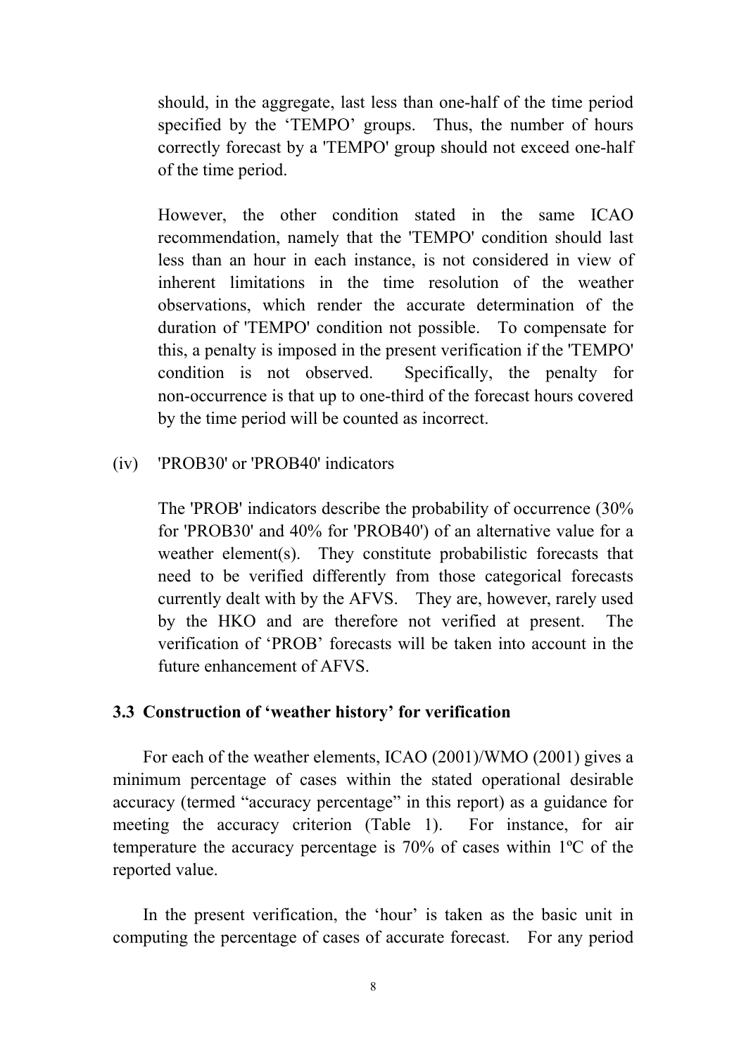should, in the aggregate, last less than one-half of the time period specified by the 'TEMPO' groups. Thus, the number of hours correctly forecast by a 'TEMPO' group should not exceed one-half of the time period.

However, the other condition stated in the same ICAO recommendation, namely that the 'TEMPO' condition should last less than an hour in each instance, is not considered in view of inherent limitations in the time resolution of the weather observations, which render the accurate determination of the duration of 'TEMPO' condition not possible. To compensate for this, a penalty is imposed in the present verification if the 'TEMPO' condition is not observed. Specifically, the penalty for non-occurrence is that up to one-third of the forecast hours covered by the time period will be counted as incorrect.

(iv) 'PROB30' or 'PROB40' indicators

The 'PROB' indicators describe the probability of occurrence (30% for 'PROB30' and 40% for 'PROB40') of an alternative value for a weather element(s). They constitute probabilistic forecasts that need to be verified differently from those categorical forecasts currently dealt with by the AFVS. They are, however, rarely used by the HKO and are therefore not verified at present. The verification of 'PROB' forecasts will be taken into account in the future enhancement of AFVS.

### 3.3 Construction of 'weather history' for verification

For each of the weather elements, ICAO (2001)/WMO (2001) gives a minimum percentage of cases within the stated operational desirable accuracy (termed "accuracy percentage" in this report) as a guidance for meeting the accuracy criterion (Table 1). For instance, for air temperature the accuracy percentage is 70% of cases within 1ºC of the reported value.

In the present verification, the 'hour' is taken as the basic unit in computing the percentage of cases of accurate forecast. For any period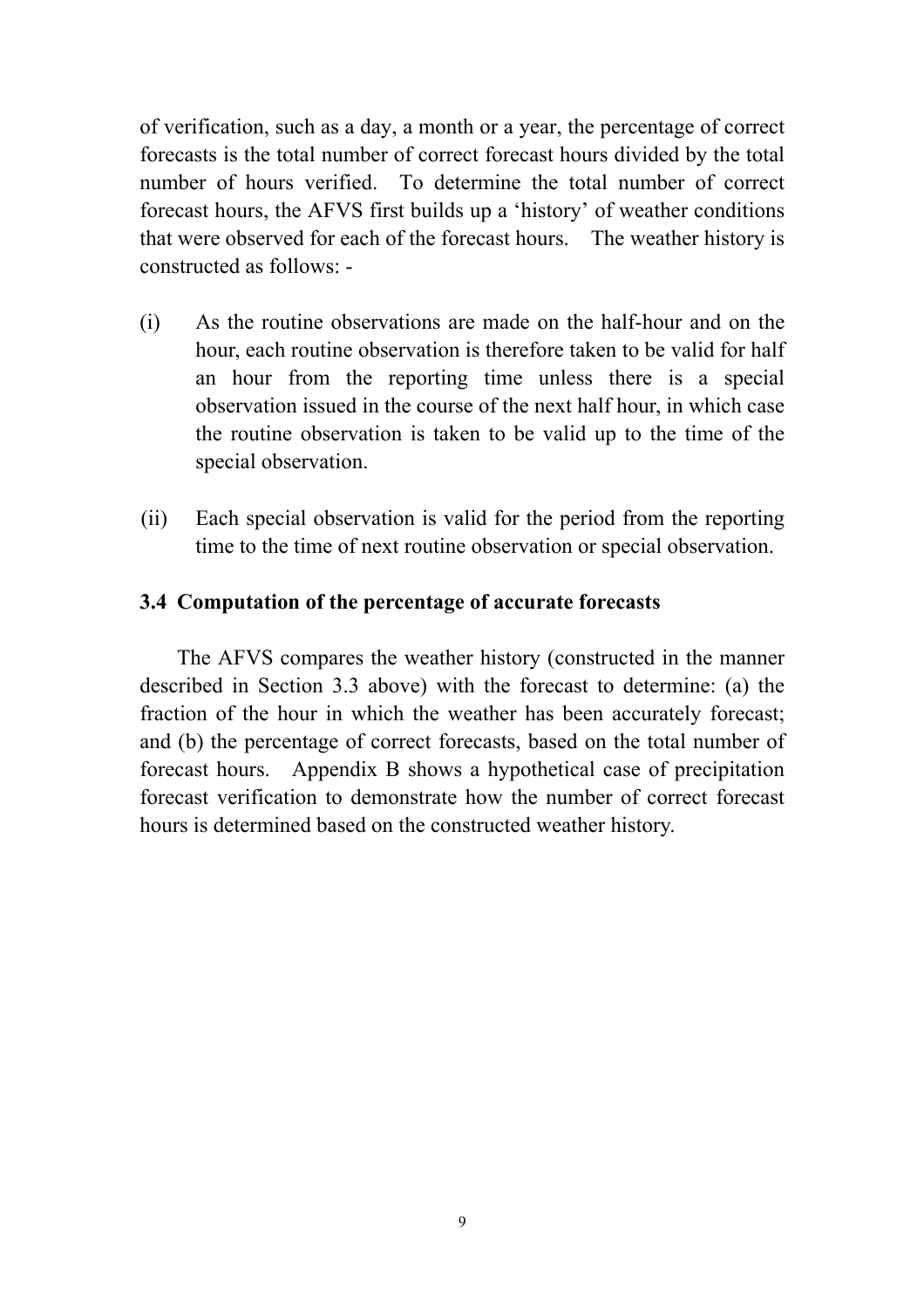of verification, such as a day, a month or a year, the percentage of correct forecasts is the total number of correct forecast hours divided by the total number of hours verified. To determine the total number of correct forecast hours, the AFVS first builds up a 'history' of weather conditions that were observed for each of the forecast hours. The weather history is constructed as follows: -

(i) As the routine observations are made on the half-hour and on the hour, each routine observation is therefore taken to be valid for half an hour from the reporting time unless there is a special observation issued in the course of the next half hour, in which case the routine observation is taken to be valid up to the time of the special observation.

(ii) Each special observation is valid for the period from the reporting time to the time of next routine observation or special observation.

### 3.4 Computation of the percentage of accurate forecasts

The AFVS compares the weather history (constructed in the manner described in Section 3.3 above) with the forecast to determine: (a) the fraction of the hour in which the weather has been accurately forecast; and (b) the percentage of correct forecasts, based on the total number of forecast hours. Appendix B shows a hypothetical case of precipitation forecast verification to demonstrate how the number of correct forecast hours is determined based on the constructed weather history.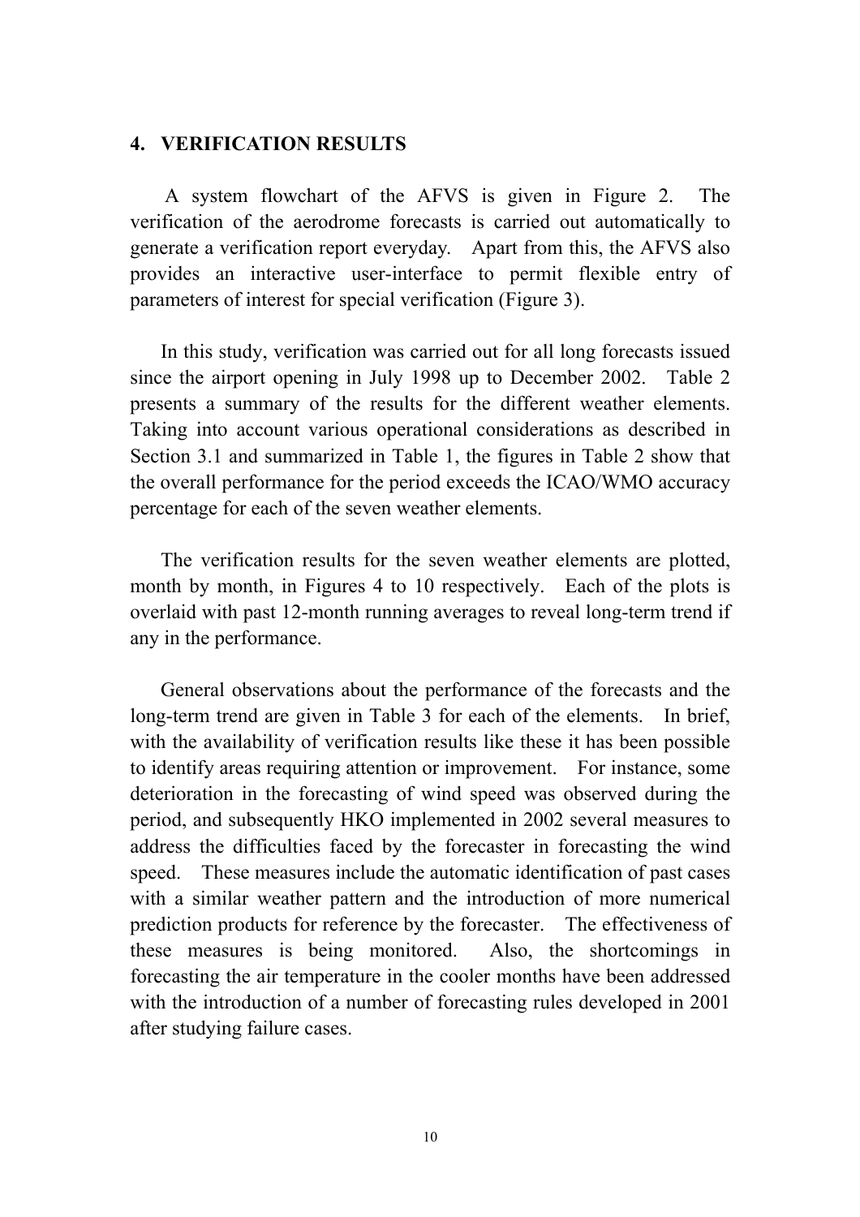## 4. VERIFICATION RESULTS

A system flowchart of the AFVS is given in Figure 2. The verification of the aerodrome forecasts is carried out automatically to generate a verification report everyday. Apart from this, the AFVS also provides an interactive user-interface to permit flexible entry of parameters of interest for special verification (Figure 3).

In this study, verification was carried out for all long forecasts issued since the airport opening in July 1998 up to December 2002. Table 2 presents a summary of the results for the different weather elements. Taking into account various operational considerations as described in Section 3.1 and summarized in Table 1, the figures in Table 2 show that the overall performance for the period exceeds the ICAO/WMO accuracy percentage for each of the seven weather elements.

The verification results for the seven weather elements are plotted, month by month, in Figures 4 to 10 respectively. Each of the plots is overlaid with past 12-month running averages to reveal long-term trend if any in the performance.

General observations about the performance of the forecasts and the long-term trend are given in Table 3 for each of the elements. In brief, with the availability of verification results like these it has been possible to identify areas requiring attention or improvement. For instance, some deterioration in the forecasting of wind speed was observed during the period, and subsequently HKO implemented in 2002 several measures to address the difficulties faced by the forecaster in forecasting the wind speed. These measures include the automatic identification of past cases with a similar weather pattern and the introduction of more numerical prediction products for reference by the forecaster. The effectiveness of these measures is being monitored. Also, the shortcomings in forecasting the air temperature in the cooler months have been addressed with the introduction of a number of forecasting rules developed in 2001 after studying failure cases.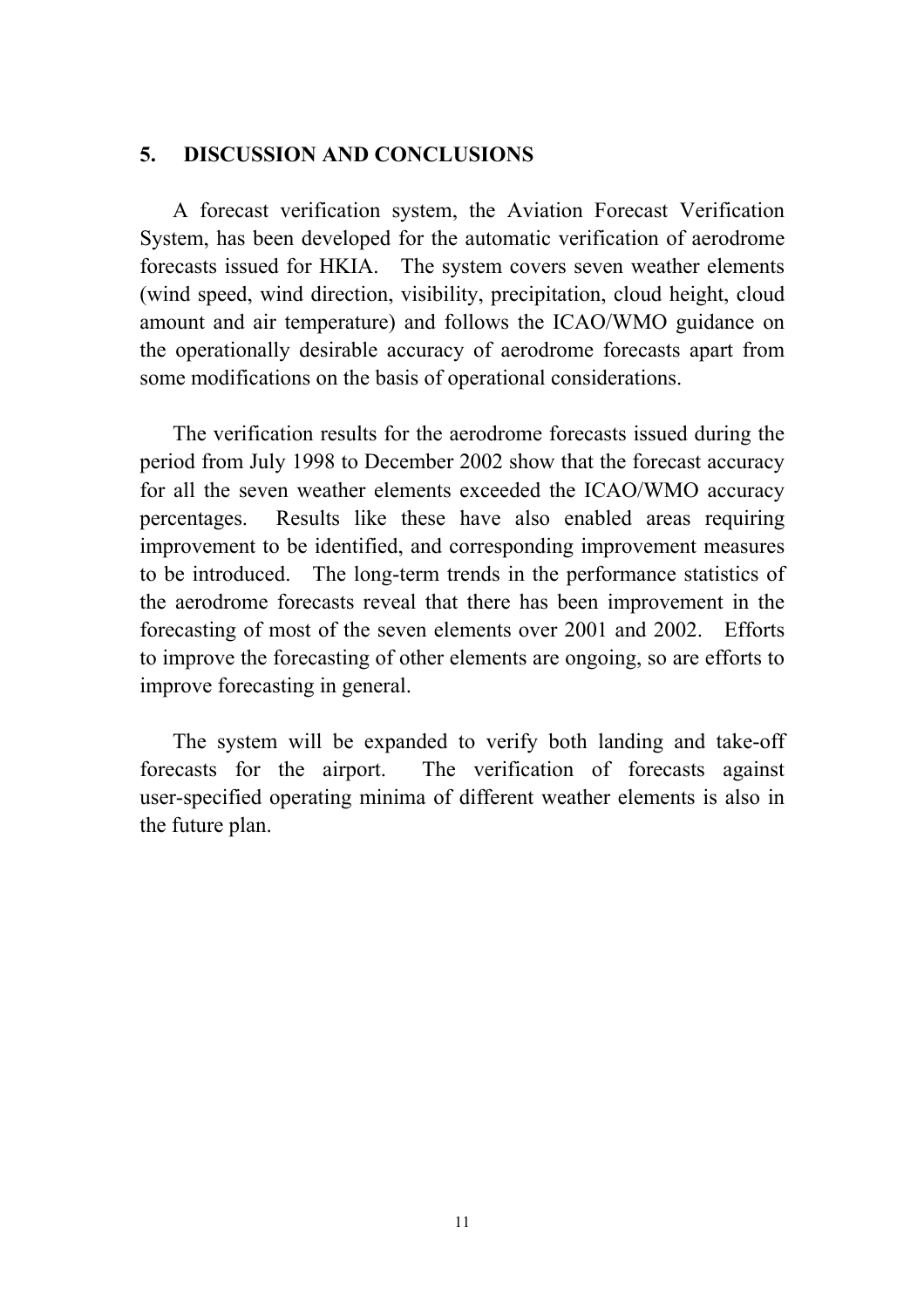## 5. DISCUSSION AND CONCLUSIONS

A forecast verification system, the Aviation Forecast Verification System, has been developed for the automatic verification of aerodrome forecasts issued for HKIA. The system covers seven weather elements (wind speed, wind direction, visibility, precipitation, cloud height, cloud amount and air temperature) and follows the ICAO/WMO guidance on the operationally desirable accuracy of aerodrome forecasts apart from some modifications on the basis of operational considerations.

The verification results for the aerodrome forecasts issued during the period from July 1998 to December 2002 show that the forecast accuracy for all the seven weather elements exceeded the ICAO/WMO accuracy percentages. Results like these have also enabled areas requiring improvement to be identified, and corresponding improvement measures to be introduced. The long-term trends in the performance statistics of the aerodrome forecasts reveal that there has been improvement in the forecasting of most of the seven elements over 2001 and 2002. Efforts to improve the forecasting of other elements are ongoing, so are efforts to improve forecasting in general.

The system will be expanded to verify both landing and take-off forecasts for the airport. The verification of forecasts against user-specified operating minima of different weather elements is also in the future plan.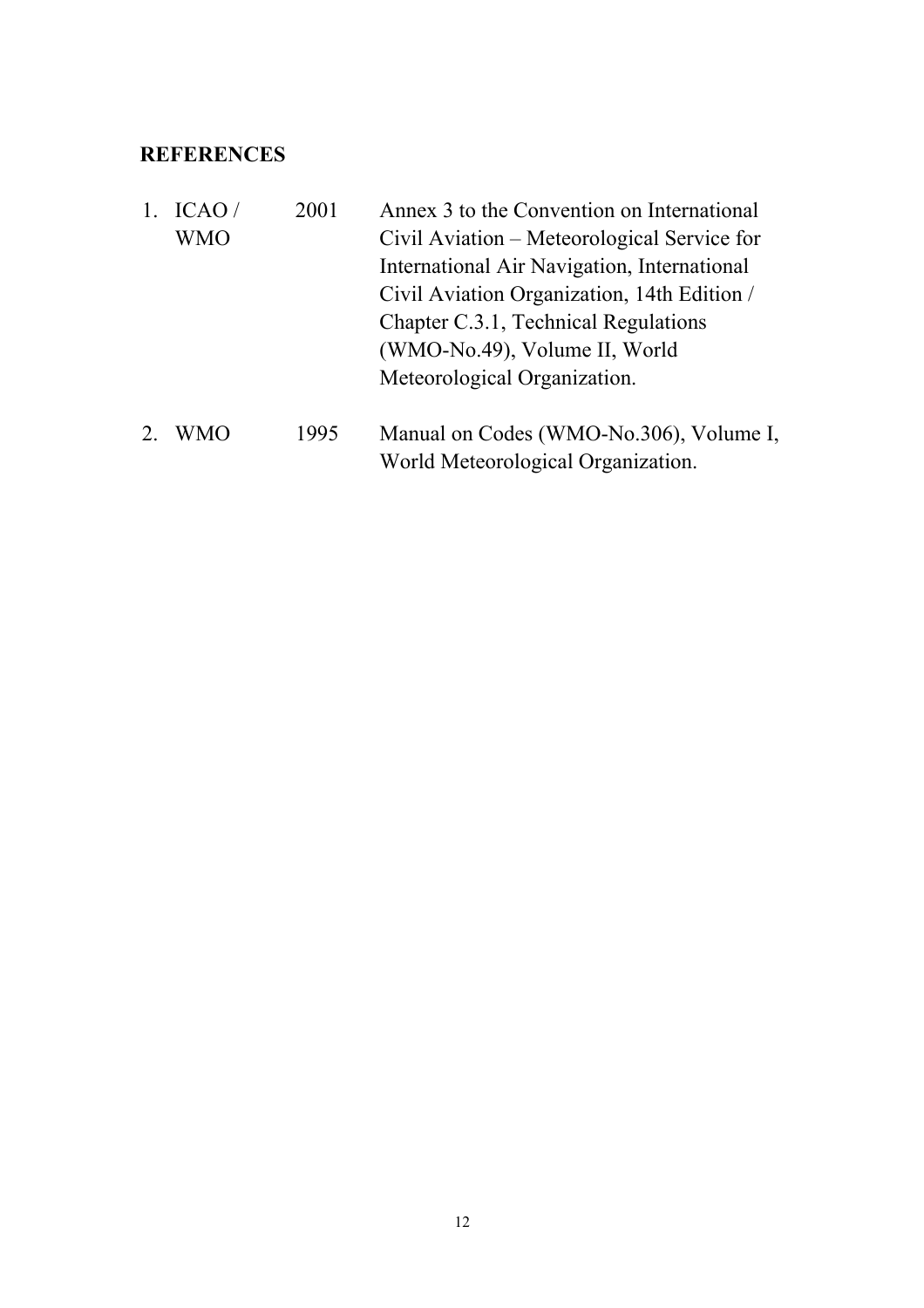## REFERENCES

1. ICAO / WMO 2001 Annex 3 to the Convention on International Civil Aviation – Meteorological Service for International Air Navigation, International Civil Aviation Organization, 14th Edition / Chapter C.3.1, Technical Regulations (WMO-No.49), Volume II, World Meteorological Organization.

2. WMO 1995 Manual on Codes (WMO-No.306), Volume I, World Meteorological Organization.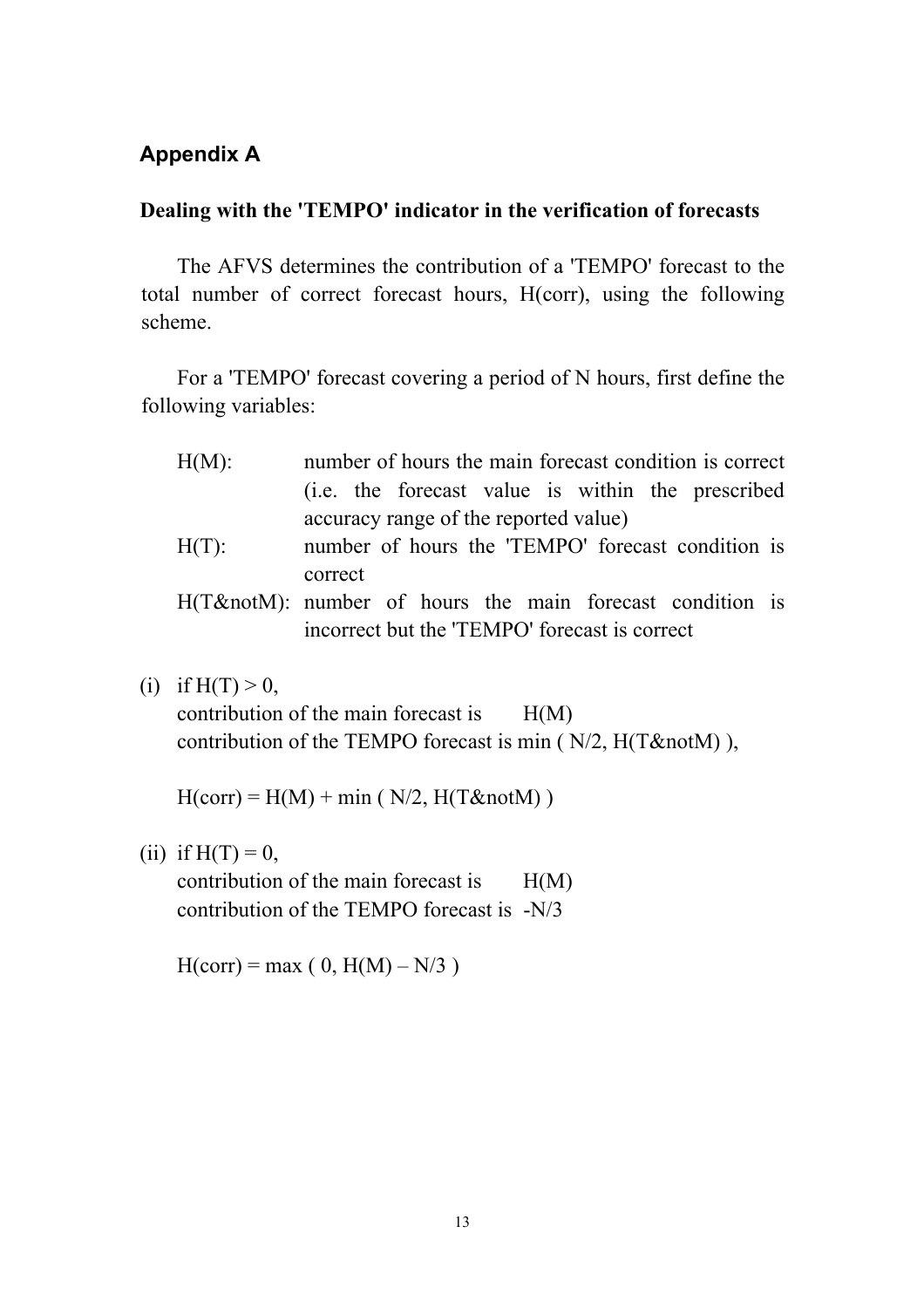## Appendix A

**Dealing with the 'TEMPO' indicator in the verification of forecasts**

The AFVS determines the contribution of a 'TEMPO' forecast to the total number of correct forecast hours, H(corr), using the following scheme.

For a 'TEMPO' forecast covering a period of N hours, first define the following variables:

- H(M): number of hours the main forecast condition is correct (i.e. the forecast value is within the prescribed accuracy range of the reported value)
- H(T): number of hours the 'TEMPO' forecast condition is correct
- H(T&notM): number of hours the main forecast condition is incorrect but the 'TEMPO' forecast is correct

(i) if $H(T) > 0$,
contribution of the main forecast is H(M)
contribution of the TEMPO forecast is min ( N/2, H(T&notM) ),

$$H(corr) = H(M) + \min(N/2, H(T\&notM))$$

(ii) if $H(T) = 0$,
contribution of the main forecast is H(M)
contribution of the TEMPO forecast is -N/3

$$H(corr) = \max(0, H(M) - N/3)$$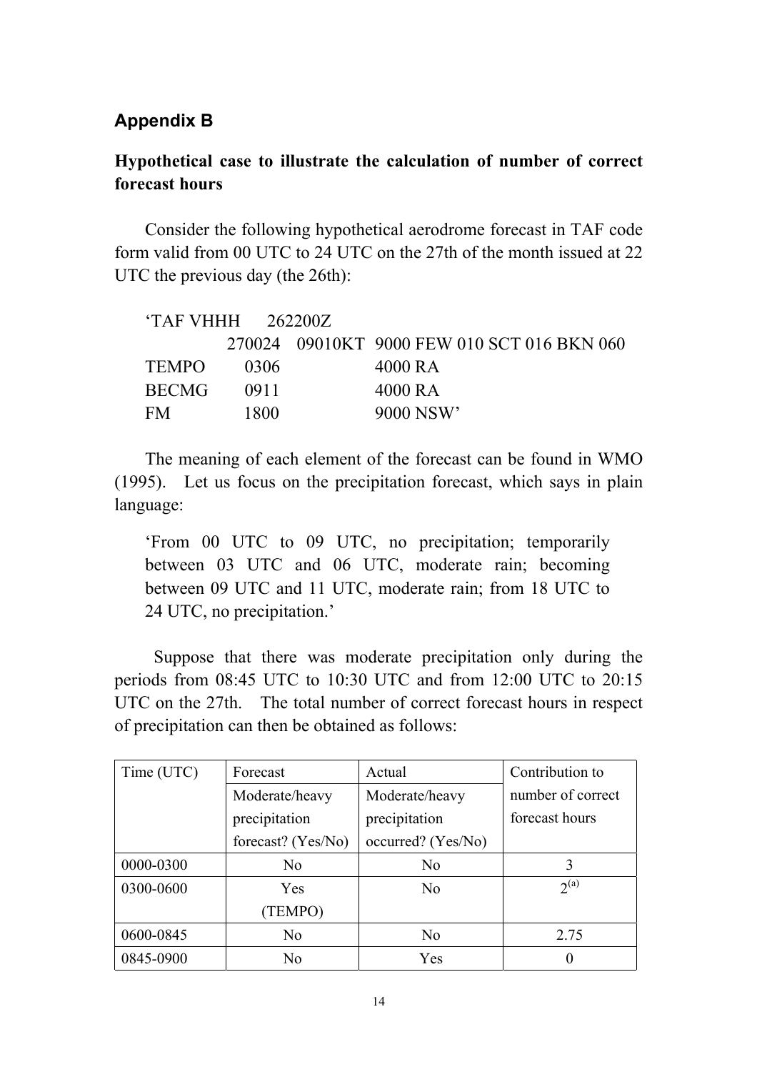## Appendix B

**Hypothetical case to illustrate the calculation of number of correct forecast hours**

Consider the following hypothetical aerodrome forecast in TAF code form valid from 00 UTC to 24 UTC on the 27th of the month issued at 22 UTC the previous day (the 26th):

```
'TAF VHHH    262200Z
             270024   09010KT  9000 FEW 010 SCT 016 BKN 060
TEMPO        0306              4000 RA
BECMG        0911              4000 RA
FM           1800              9000 NSW'
```

The meaning of each element of the forecast can be found in WMO (1995). Let us focus on the precipitation forecast, which says in plain language:

> 'From 00 UTC to 09 UTC, no precipitation; temporarily between 03 UTC and 06 UTC, moderate rain; becoming between 09 UTC and 11 UTC, moderate rain; from 18 UTC to 24 UTC, no precipitation.'

Suppose that there was moderate precipitation only during the periods from 08:45 UTC to 10:30 UTC and from 12:00 UTC to 20:15 UTC on the 27th. The total number of correct forecast hours in respect of precipitation can then be obtained as follows:

| Time (UTC) | Forecast | Actual | Contribution to number of correct forecast hours |
|---|---|---|---|
| | Moderate/heavy precipitation forecast? (Yes/No) | Moderate/heavy precipitation occurred? (Yes/No) | |
| 0000-0300 | No | No | 3 |
| 0300-0600 | Yes (TEMPO) | No | 2[(a)] |
| 0600-0845 | No | No | 2.75 |
| 0845-0900 | No | Yes | 0 |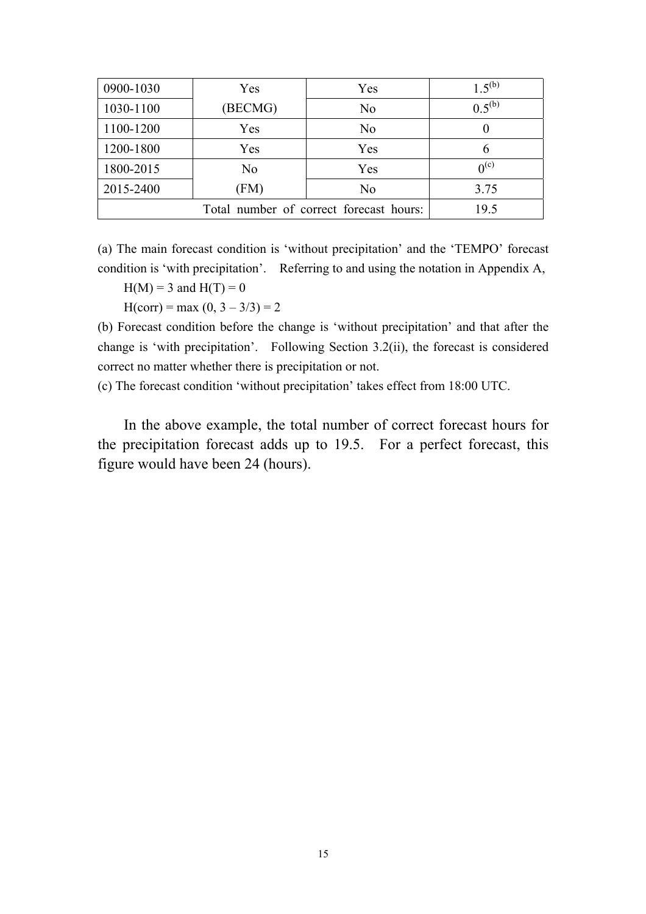| | | | |
|---|---|---|---|
| 0900-1030 | Yes | Yes | 1.5[(b)] |
| 1030-1100 | (BECMG) | No | 0.5[(b)] |
| 1100-1200 | Yes | No | 0 |
| 1200-1800 | Yes | Yes | 6 |
| 1800-2015 | No | Yes | 0[(c)] |
| 2015-2400 | (FM) | No | 3.75 |
| Total number of correct forecast hours: | | | 19.5 |

(a) The main forecast condition is 'without precipitation' and the 'TEMPO' forecast condition is 'with precipitation'. Referring to and using the notation in Appendix A,

H(M) = 3 and H(T) = 0

H(corr) = max (0, 3 – 3/3) = 2

(b) Forecast condition before the change is 'without precipitation' and that after the change is 'with precipitation'. Following Section 3.2(ii), the forecast is considered correct no matter whether there is precipitation or not.

(c) The forecast condition 'without precipitation' takes effect from 18:00 UTC.

In the above example, the total number of correct forecast hours for the precipitation forecast adds up to 19.5. For a perfect forecast, this figure would have been 24 (hours).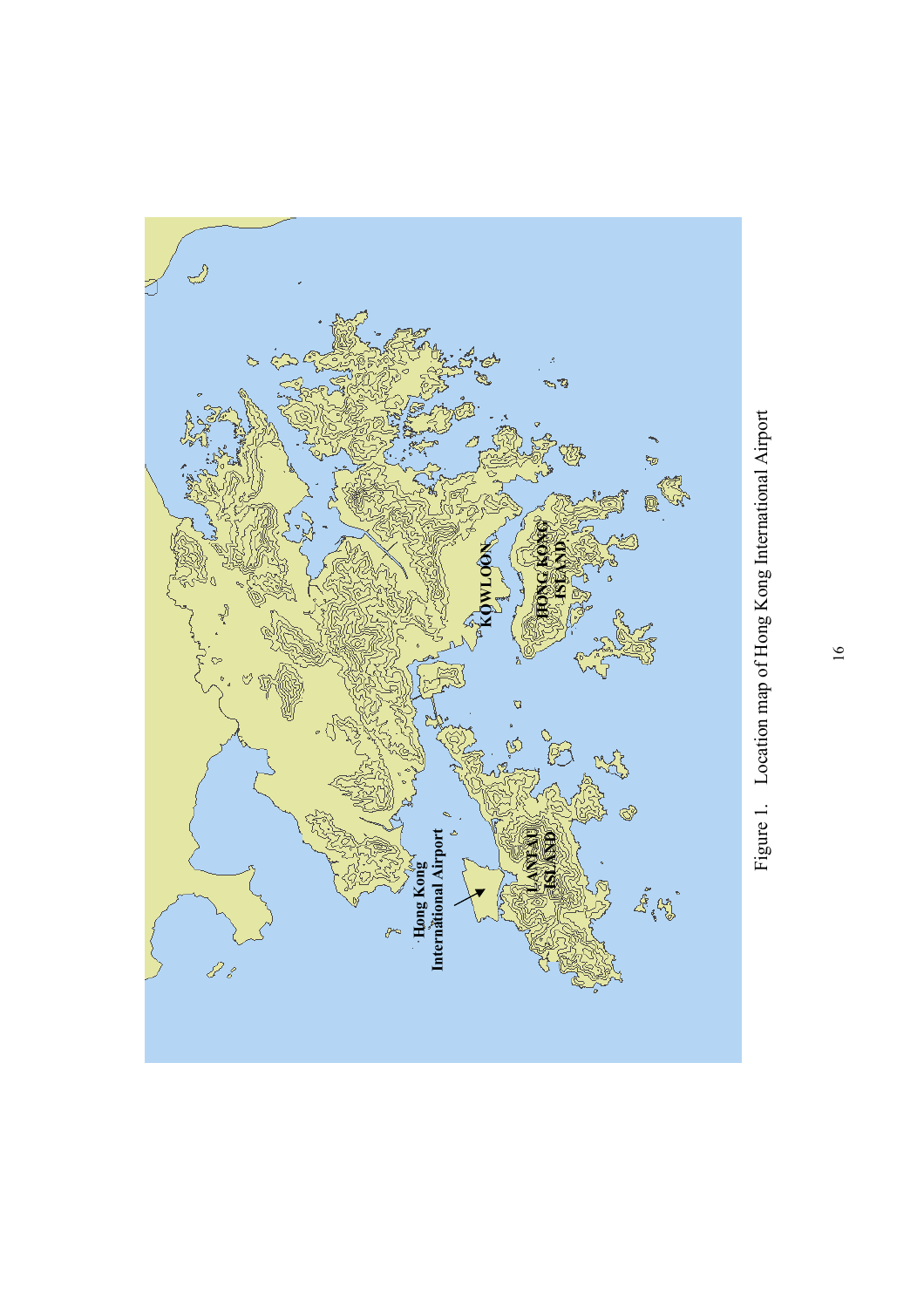Figure 1. Location map of Hong Kong International Airport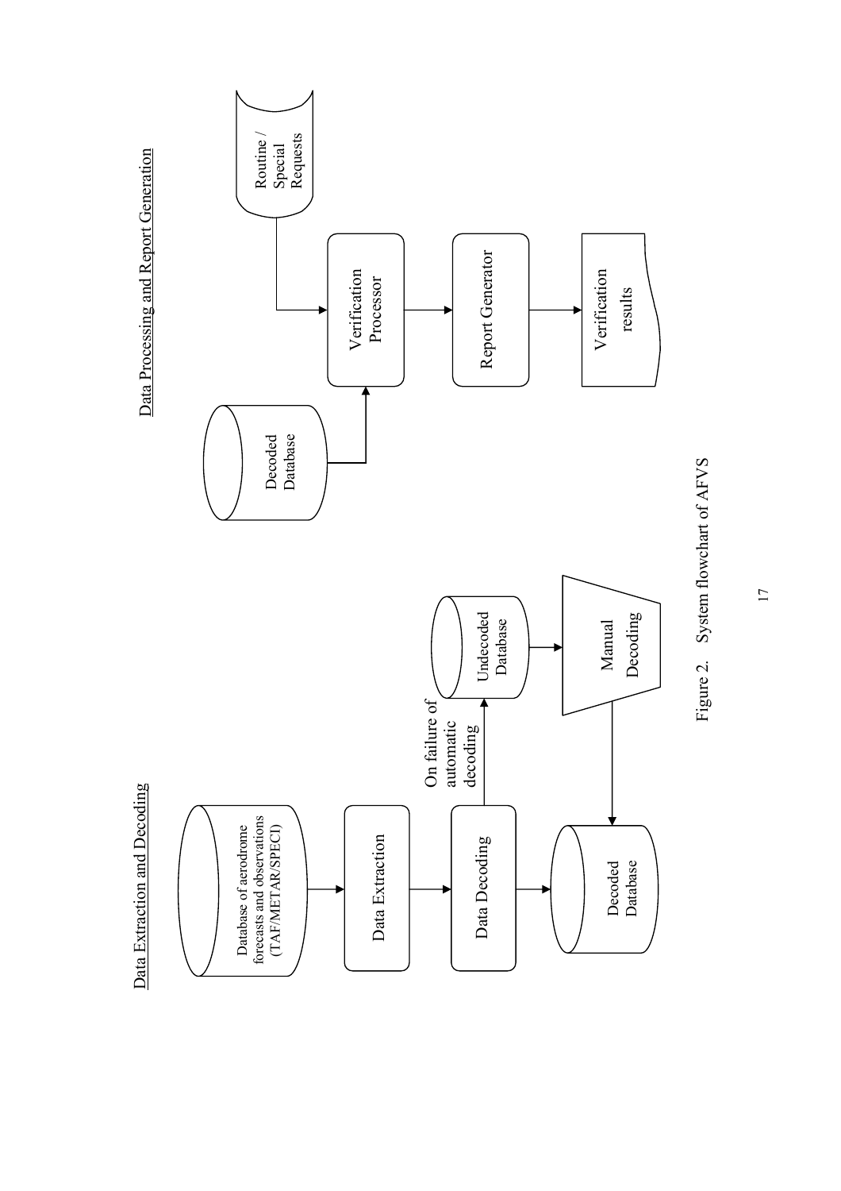Data Extraction and Decoding

Database of aerodrome forecasts and observations (TAF/METAR/SPECI)

Data Extraction

Data Decoding

On failure of automatic decoding

Undecoded Database

Manual Decoding

Decoded Database

Data Processing and Report Generation

Decoded Database

Routine / Special Requests

Verification Processor

Report Generator

Verification results

Figure 2. System flowchart of AFVS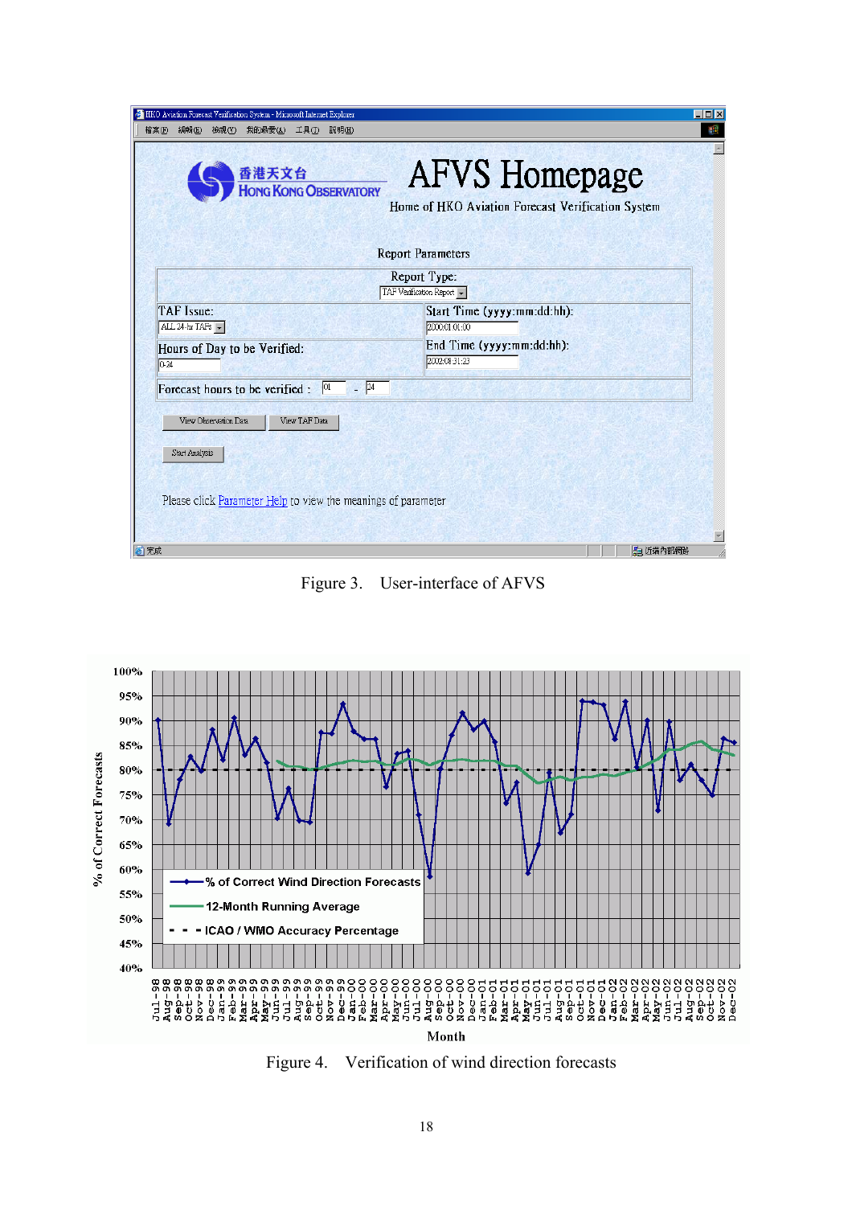HKO Aviation Forecast Verification System - Microsoft Internet Explorer

檔案(F) 編輯(E) 檢視(V) 我的最愛(A) 工具(T) 說明(H)

香港天文台
HONG KONG OBSERVATORY

AFVS Homepage

Home of HKO Aviation Forecast Verification System

Report Parameters

Report Type:
TAF Verification Report

TAF Issue:
ALL 24-hr TAFs

Start Time (yyyy:mm:dd:hh):
2000:01:01:00

Hours of Day to be Verified:
0-24

End Time (yyyy:mm:dd:hh):
2002:08:31:23

Forecast hours to be verified : 01 - 24

View Observation Data

View TAF Data

Start Analysis

Please click Parameter Help to view the meanings of parameter

完成

近端內部網路

Figure 3. User-interface of AFVS

100%
95%
90%
85%
80%
75%
70%
65%
60%
55%
50%
45%
40%

% of Correct Forecasts

% of Correct Wind Direction Forecasts
12-Month Running Average
ICAO / WMO Accuracy Percentage

Jul-98 Aug-98 Sep-98 Oct-98 Nov-98 Dec-98 Jan-99 Feb-99 Mar-99 Apr-99 May-99 Jun-99 Jul-99 Aug-99 Sep-99 Oct-99 Nov-99 Dec-99 Jan-00 Feb-00 Mar-00 Apr-00 May-00 Jun-00 Jul-00 Aug-00 Sep-00 Oct-00 Nov-00 Dec-00 Jan-01 Feb-01 Mar-01 Apr-01 May-01 Jun-01 Jul-01 Aug-01 Sep-01 Oct-01 Nov-01 Dec-01 Jan-02 Feb-02 Mar-02 Apr-02 May-02 Jun-02 Jul-02 Aug-02 Sep-02 Oct-02 Nov-02 Dec-02

Month

Figure 4. Verification of wind direction forecasts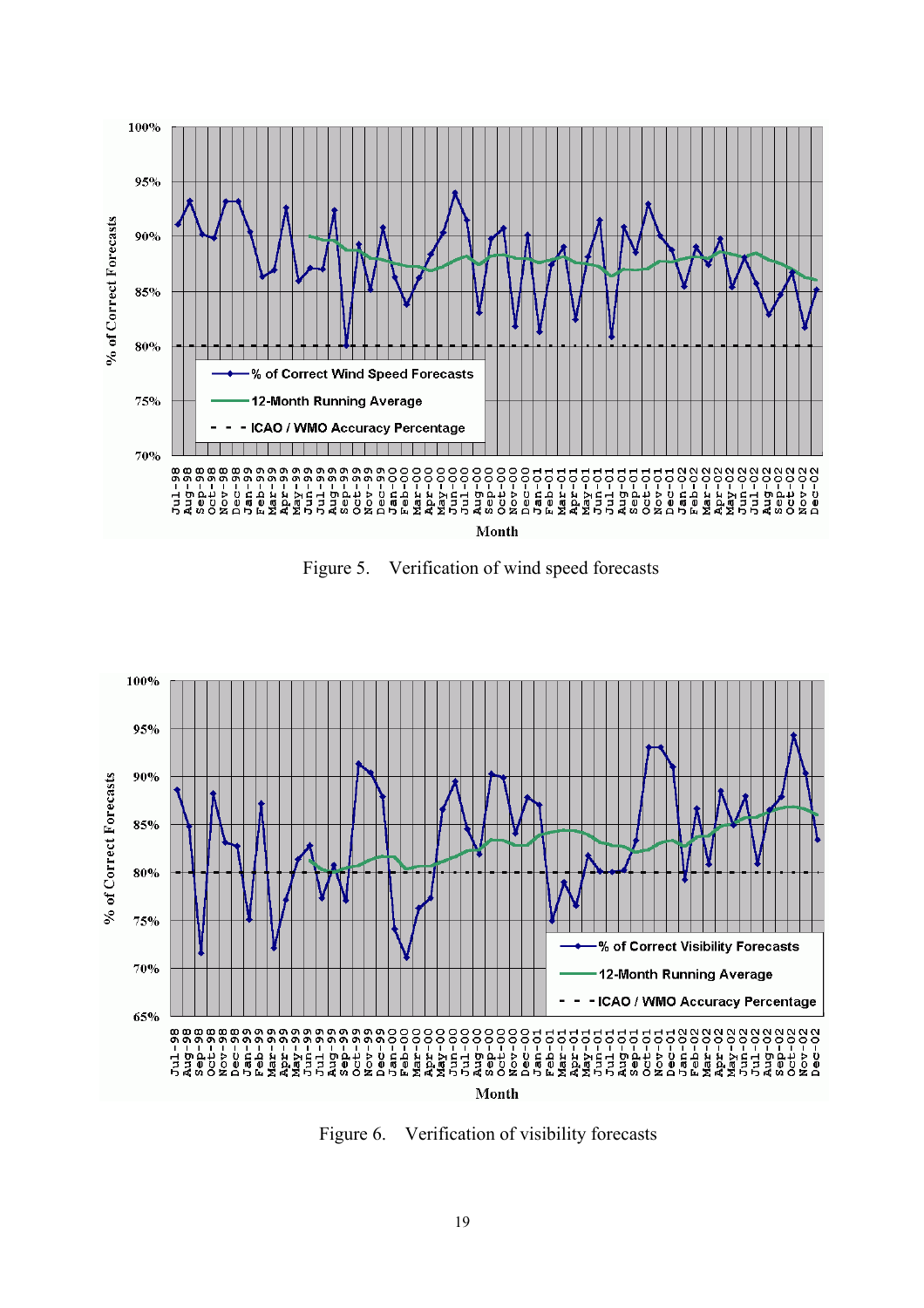100%
95%
90%
85%
80%
75%
70%

% of Correct Forecasts

% of Correct Wind Speed Forecasts
12-Month Running Average
ICAO / WMO Accuracy Percentage

Jul-98 Aug-98 Sep-98 Oct-98 Nov-98 Dec-98 Jan-99 Feb-99 Mar-99 Apr-99 May-99 Jun-99 Jul-99 Aug-99 Sep-99 Oct-99 Nov-99 Dec-99 Jan-00 Feb-00 Mar-00 Apr-00 May-00 Jun-00 Jul-00 Aug-00 Sep-00 Oct-00 Nov-00 Dec-00 Jan-01 Feb-01 Mar-01 Apr-01 May-01 Jun-01 Jul-01 Aug-01 Sep-01 Oct-01 Nov-01 Dec-01 Jan-02 Feb-02 Mar-02 Apr-02 May-02 Jun-02 Jul-02 Aug-02 Sep-02 Oct-02 Nov-02 Dec-02

Month

Figure 5. Verification of wind speed forecasts

100%
95%
90%
85%
80%
75%
70%
65%

% of Correct Forecasts

% of Correct Visibility Forecasts
12-Month Running Average
ICAO / WMO Accuracy Percentage

Jul-98 Aug-98 Sep-98 Oct-98 Nov-98 Dec-98 Jan-99 Feb-99 Mar-99 Apr-99 May-99 Jun-99 Jul-99 Aug-99 Sep-99 Oct-99 Nov-99 Dec-99 Jan-00 Feb-00 Mar-00 Apr-00 May-00 Jun-00 Jul-00 Aug-00 Sep-00 Oct-00 Nov-00 Dec-00 Jan-01 Feb-01 Mar-01 Apr-01 May-01 Jun-01 Jul-01 Aug-01 Sep-01 Oct-01 Nov-01 Dec-01 Jan-02 Feb-02 Mar-02 Apr-02 May-02 Jun-02 Jul-02 Aug-02 Sep-02 Oct-02 Nov-02 Dec-02

Month

Figure 6. Verification of visibility forecasts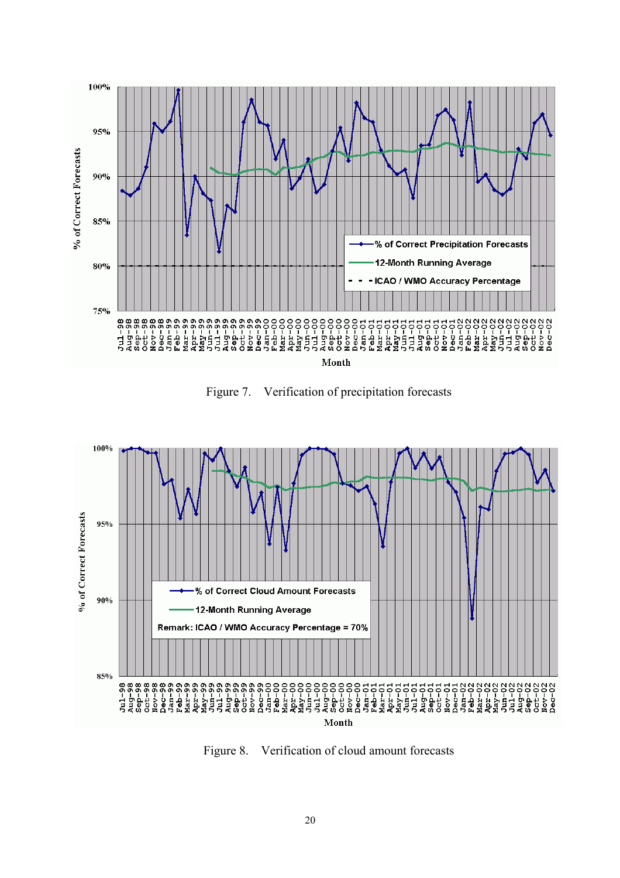100%
95%
90%
85%
80%
75%

% of Correct Forecasts

Jul-98 Aug-98 Sep-98 Oct-98 Nov-98 Dec-98 Jan-99 Feb-99 Mar-99 Apr-99 May-99 Jun-99 Jul-99 Aug-99 Sep-99 Oct-99 Nov-99 Dec-99 Jan-00 Feb-00 Mar-00 Apr-00 May-00 Jun-00 Jul-00 Aug-00 Sep-00 Oct-00 Nov-00 Dec-00 Jan-01 Feb-01 Mar-01 Apr-01 May-01 Jun-01 Jul-01 Aug-01 Sep-01 Oct-01 Nov-01 Dec-01 Jan-02 Feb-02 Mar-02 Apr-02 May-02 Jun-02 Jul-02 Aug-02 Sep-02 Oct-02 Nov-02 Dec-02

Month

% of Correct Precipitation Forecasts

12-Month Running Average

ICAO / WMO Accuracy Percentage

Figure 7. Verification of precipitation forecasts

100%
95%
90%
85%

% of Correct Forecasts

Jul-98 Aug-98 Sep-98 Oct-98 Nov-98 Dec-98 Jan-99 Feb-99 Mar-99 Apr-99 May-99 Jun-99 Jul-99 Aug-99 Sep-99 Oct-99 Nov-99 Dec-99 Jan-00 Feb-00 Mar-00 Apr-00 May-00 Jun-00 Jul-00 Aug-00 Sep-00 Oct-00 Nov-00 Dec-00 Jan-01 Feb-01 Mar-01 Apr-01 May-01 Jun-01 Jul-01 Aug-01 Sep-01 Oct-01 Nov-01 Dec-01 Jan-02 Feb-02 Mar-02 Apr-02 May-02 Jun-02 Jul-02 Aug-02 Sep-02 Oct-02 Nov-02 Dec-02

Month

% of Correct Cloud Amount Forecasts

12-Month Running Average

Remark: ICAO / WMO Accuracy Percentage = 70%

Figure 8. Verification of cloud amount forecasts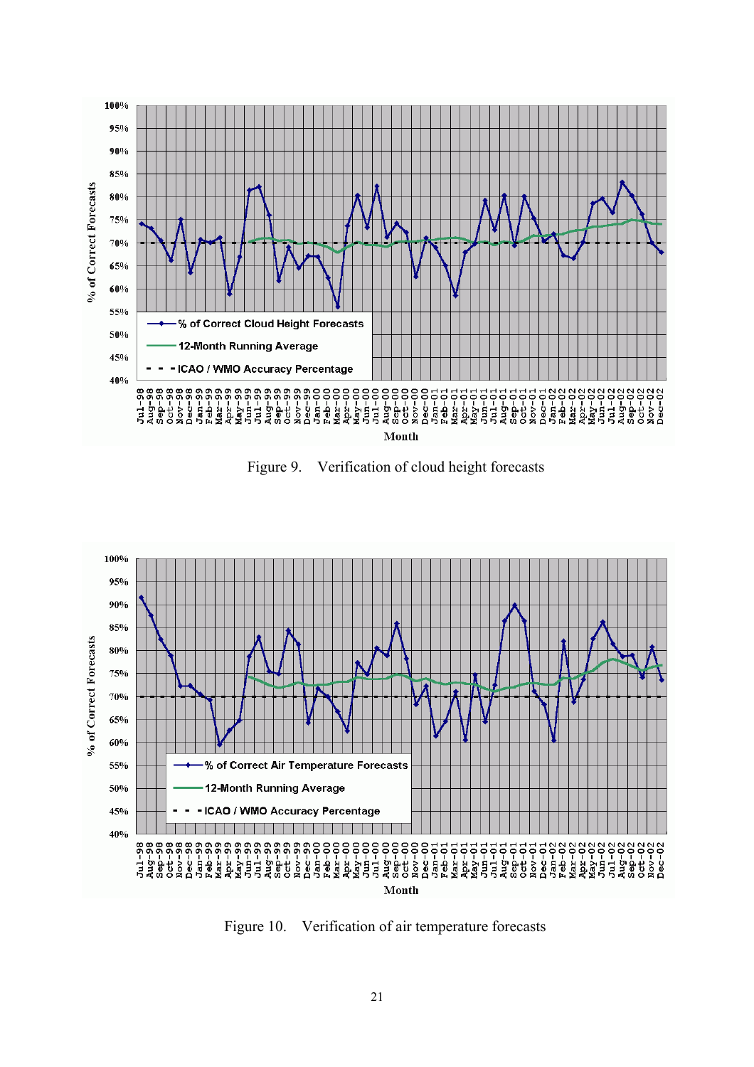Figure 9. Verification of cloud height forecasts

Figure 10. Verification of air temperature forecasts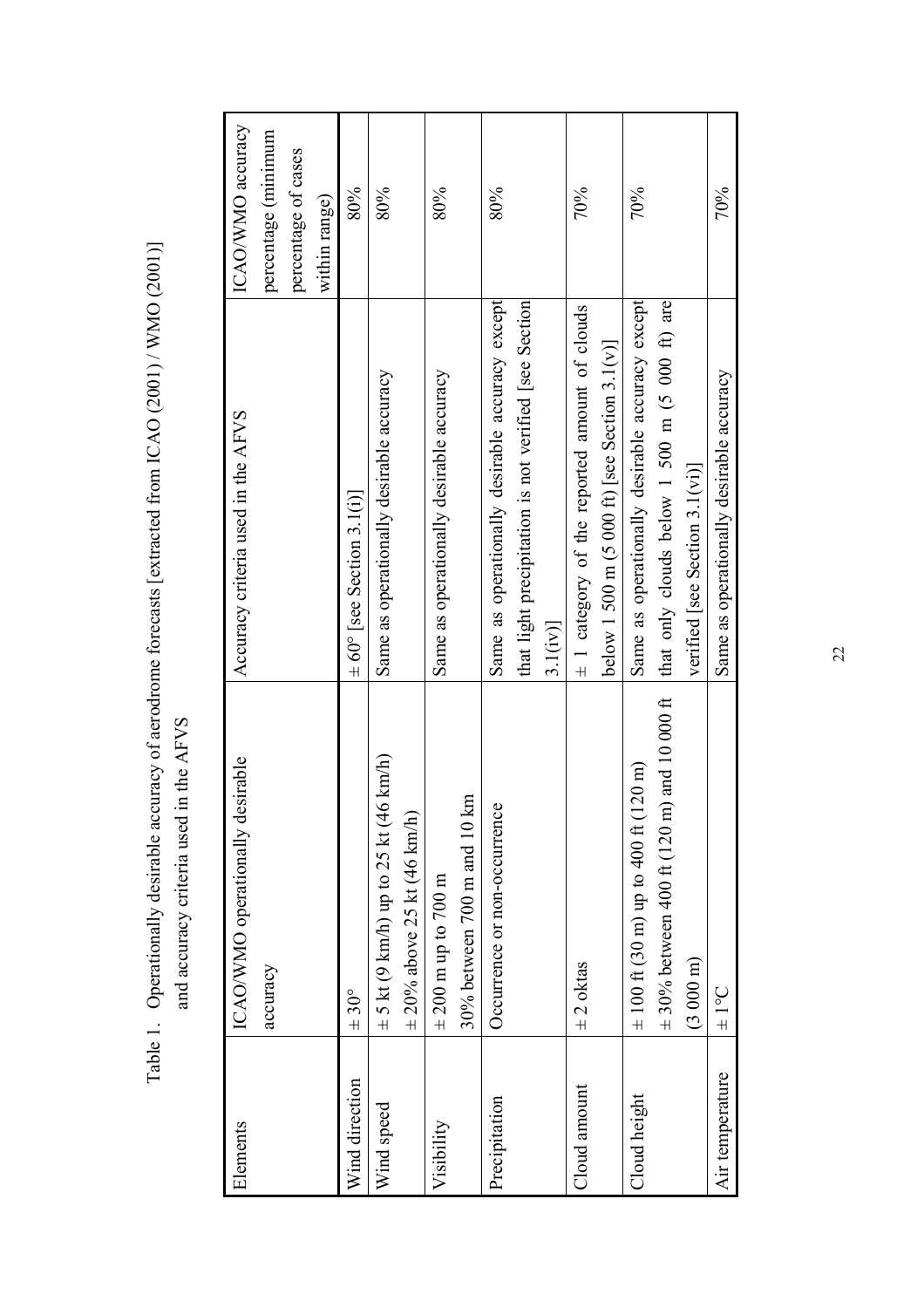Table 1. Operationally desirable accuracy of aerodrome forecasts [extracted from ICAO (2001) / WMO (2001)] and accuracy criteria used in the AFVS

| Elements | ICAO/WMO operationally desirable accuracy | Accuracy criteria used in the AFVS | ICAO/WMO accuracy percentage (minimum percentage of cases within range) |
|---|---|---|---|
| Wind direction | ± 30° | ± 60° [see Section 3.1(i)] | 80% |
| Wind speed | ± 5 kt (9 km/h) up to 25 kt (46 km/h)<br>± 20% above 25 kt (46 km/h) | Same as operationally desirable accuracy | 80% |
| Visibility | ± 200 m up to 700 m<br>30% between 700 m and 10 km | Same as operationally desirable accuracy | 80% |
| Precipitation | Occurrence or non-occurrence | Same as operationally desirable accuracy except that light precipitation is not verified [see Section 3.1(iv)] | 80% |
| Cloud amount | ± 2 oktas | ± 1 category of the reported amount of clouds below 1 500 m (5 000 ft) [see Section 3.1(v)] | 70% |
| Cloud height | ± 100 ft (30 m) up to 400 ft (120 m)<br>± 30% between 400 ft (120 m) and 10 000 ft (3 000 m) | Same as operationally desirable accuracy except that only clouds below 1 500 m (5 000 ft) are verified [see Section 3.1(vi)] | 70% |
| Air temperature | ± 1°C | Same as operationally desirable accuracy | 70% |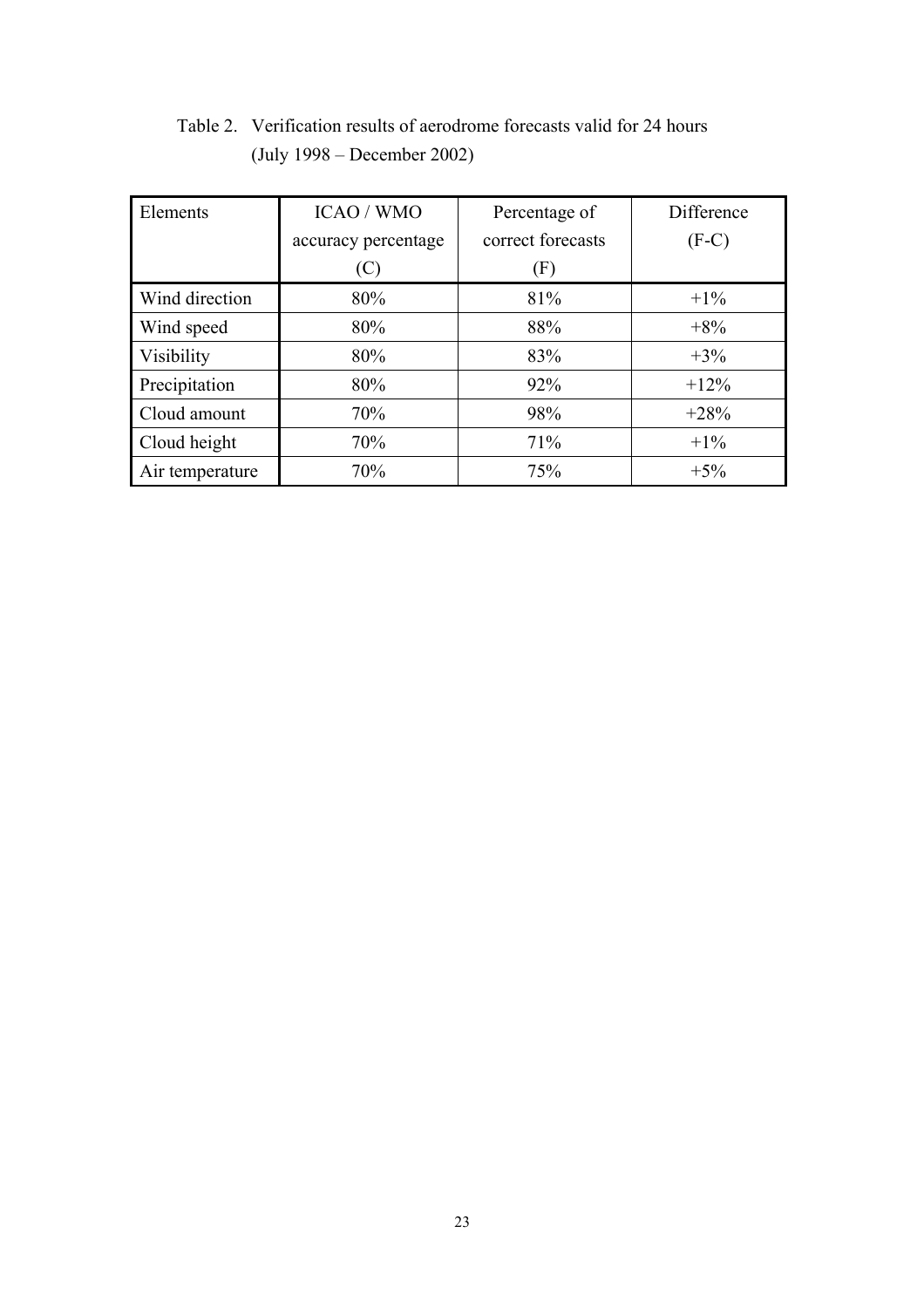Table 2. Verification results of aerodrome forecasts valid for 24 hours (July 1998 – December 2002)

| Elements | ICAO / WMO accuracy percentage (C) | Percentage of correct forecasts (F) | Difference (F-C) |
|---|---|---|---|
| Wind direction | 80% | 81% | +1% |
| Wind speed | 80% | 88% | +8% |
| Visibility | 80% | 83% | +3% |
| Precipitation | 80% | 92% | +12% |
| Cloud amount | 70% | 98% | +28% |
| Cloud height | 70% | 71% | +1% |
| Air temperature | 70% | 75% | +5% |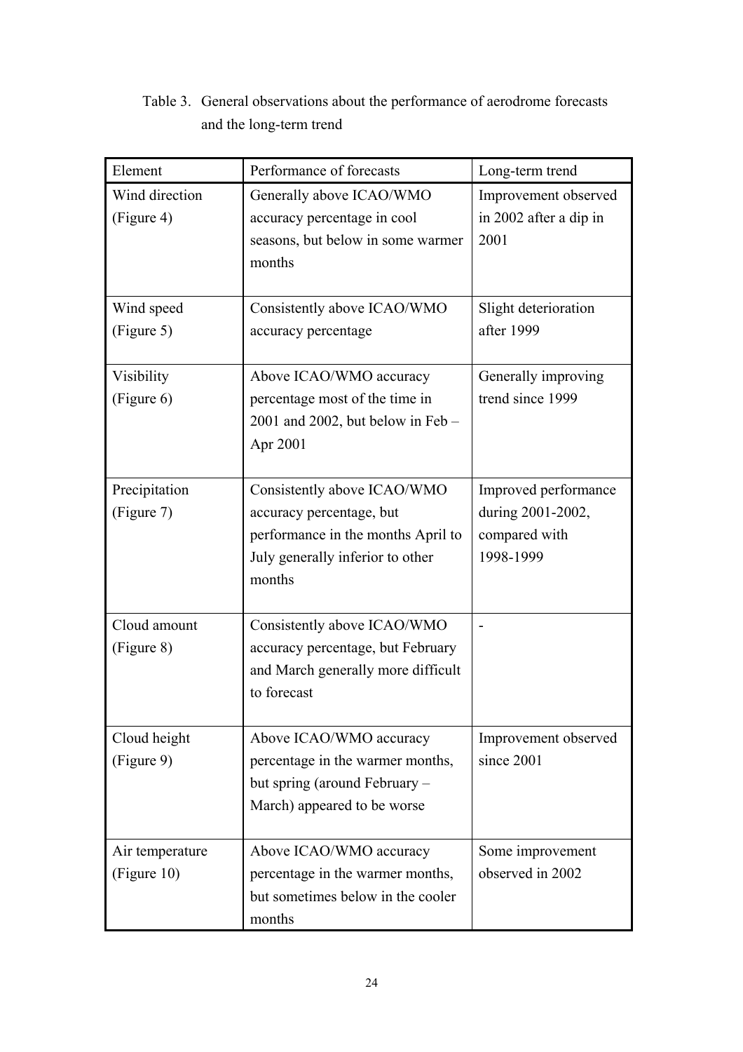Table 3. General observations about the performance of aerodrome forecasts and the long-term trend

| Element | Performance of forecasts | Long-term trend |
|---|---|---|
| Wind direction (Figure 4) | Generally above ICAO/WMO accuracy percentage in cool seasons, but below in some warmer months | Improvement observed in 2002 after a dip in 2001 |
| Wind speed (Figure 5) | Consistently above ICAO/WMO accuracy percentage | Slight deterioration after 1999 |
| Visibility (Figure 6) | Above ICAO/WMO accuracy percentage most of the time in 2001 and 2002, but below in Feb – Apr 2001 | Generally improving trend since 1999 |
| Precipitation (Figure 7) | Consistently above ICAO/WMO accuracy percentage, but performance in the months April to July generally inferior to other months | Improved performance during 2001-2002, compared with 1998-1999 |
| Cloud amount (Figure 8) | Consistently above ICAO/WMO accuracy percentage, but February and March generally more difficult to forecast | - |
| Cloud height (Figure 9) | Above ICAO/WMO accuracy percentage in the warmer months, but spring (around February – March) appeared to be worse | Improvement observed since 2001 |
| Air temperature (Figure 10) | Above ICAO/WMO accuracy percentage in the warmer months, but sometimes below in the cooler months | Some improvement observed in 2002 |